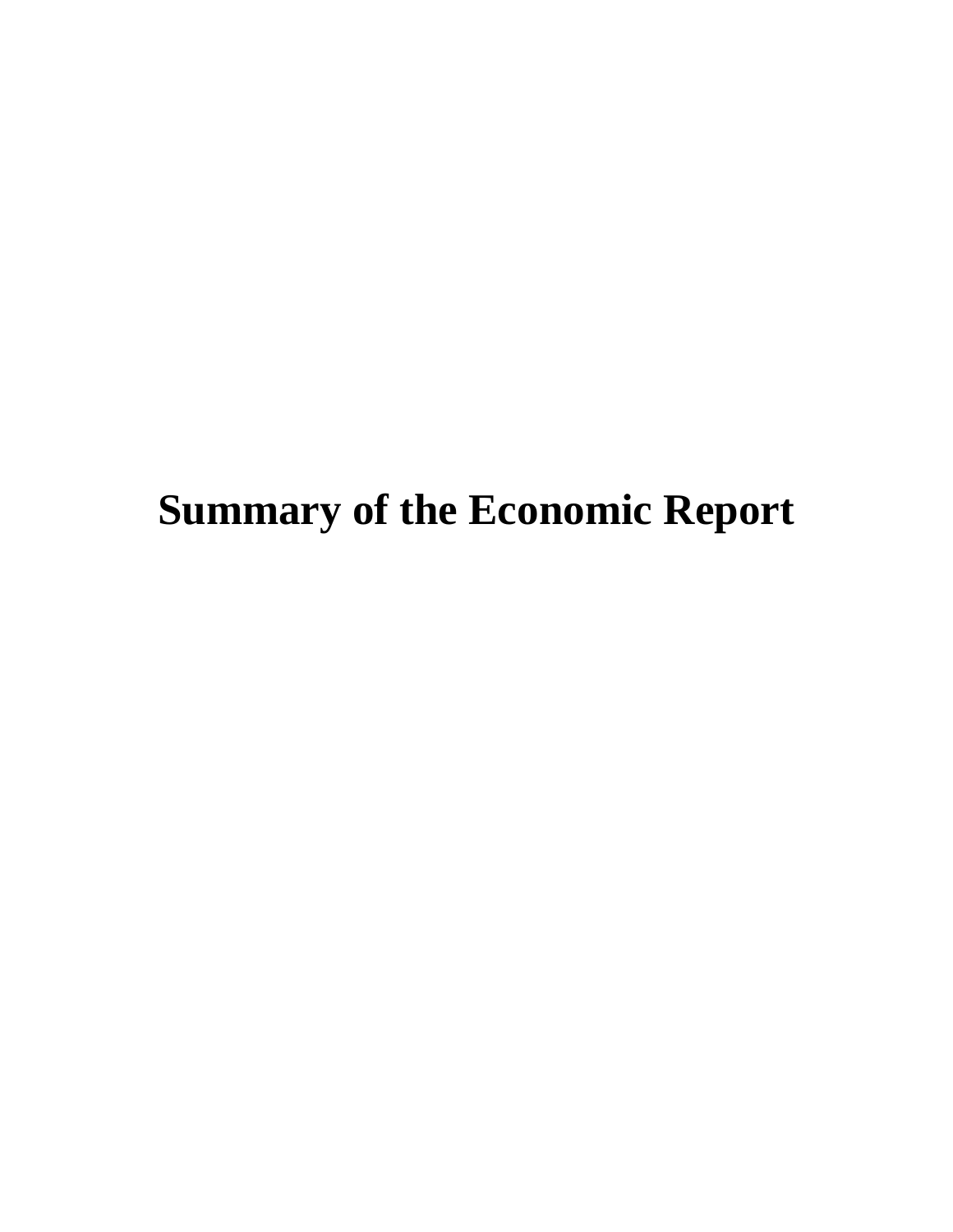# Summary of the Economic Report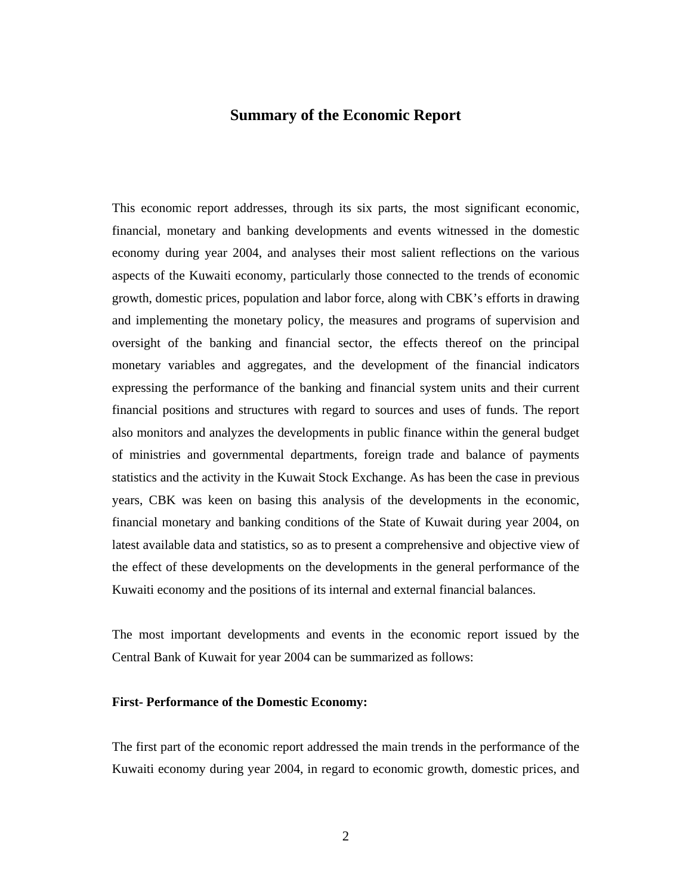# Summary of the Economic Report

This economic report addresses, through its six parts, the most significant economic, financial, monetary and banking developments and events witnessed in the domestic economy during year 2004, and analyses their most salient reflections on the various aspects of the Kuwaiti economy, particularly those connected to the trends of economic growth, domestic prices, population and labor force, along with CBK's efforts in drawing and implementing the monetary policy, the measures and programs of supervision and oversight of the banking and financial sector, the effects thereof on the principal monetary variables and aggregates, and the development of the financial indicators expressing the performance of the banking and financial system units and their current financial positions and structures with regard to sources and uses of funds. The report also monitors and analyzes the developments in public finance within the general budget of ministries and governmental departments, foreign trade and balance of payments statistics and the activity in the Kuwait Stock Exchange. As has been the case in previous years, CBK was keen on basing this analysis of the developments in the economic, financial monetary and banking conditions of the State of Kuwait during year 2004, on latest available data and statistics, so as to present a comprehensive and objective view of the effect of these developments on the developments in the general performance of the Kuwaiti economy and the positions of its internal and external financial balances.

The most important developments and events in the economic report issued by the Central Bank of Kuwait for year 2004 can be summarized as follows:

**First- Performance of the Domestic Economy:**

The first part of the economic report addressed the main trends in the performance of the Kuwaiti economy during year 2004, in regard to economic growth, domestic prices, and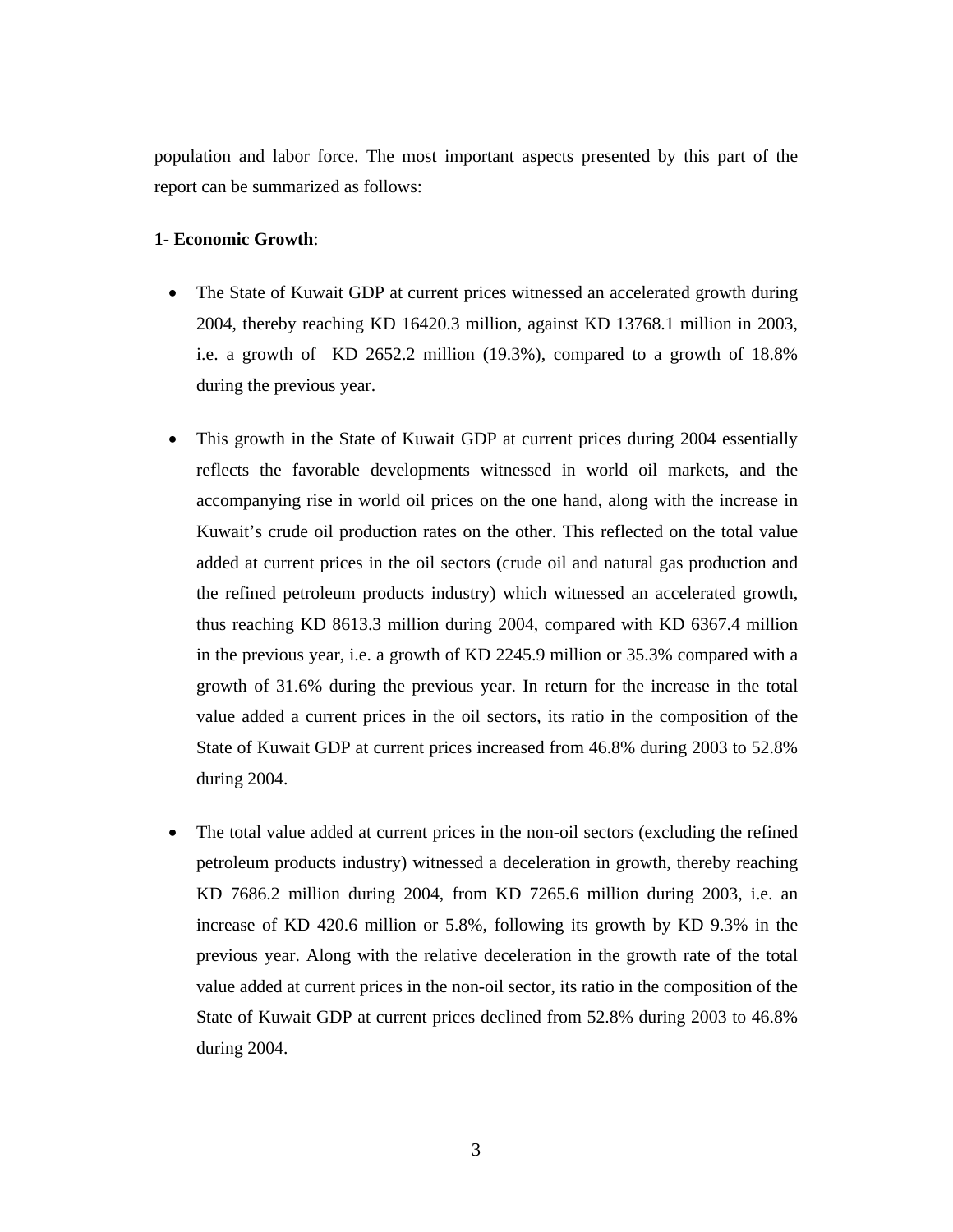population and labor force. The most important aspects presented by this part of the report can be summarized as follows:

**1- Economic Growth**:

- The State of Kuwait GDP at current prices witnessed an accelerated growth during 2004, thereby reaching KD 16420.3 million, against KD 13768.1 million in 2003, i.e. a growth of KD 2652.2 million (19.3%), compared to a growth of 18.8% during the previous year.

- This growth in the State of Kuwait GDP at current prices during 2004 essentially reflects the favorable developments witnessed in world oil markets, and the accompanying rise in world oil prices on the one hand, along with the increase in Kuwait's crude oil production rates on the other. This reflected on the total value added at current prices in the oil sectors (crude oil and natural gas production and the refined petroleum products industry) which witnessed an accelerated growth, thus reaching KD 8613.3 million during 2004, compared with KD 6367.4 million in the previous year, i.e. a growth of KD 2245.9 million or 35.3% compared with a growth of 31.6% during the previous year. In return for the increase in the total value added a current prices in the oil sectors, its ratio in the composition of the State of Kuwait GDP at current prices increased from 46.8% during 2003 to 52.8% during 2004.

- The total value added at current prices in the non-oil sectors (excluding the refined petroleum products industry) witnessed a deceleration in growth, thereby reaching KD 7686.2 million during 2004, from KD 7265.6 million during 2003, i.e. an increase of KD 420.6 million or 5.8%, following its growth by KD 9.3% in the previous year. Along with the relative deceleration in the growth rate of the total value added at current prices in the non-oil sector, its ratio in the composition of the State of Kuwait GDP at current prices declined from 52.8% during 2003 to 46.8% during 2004.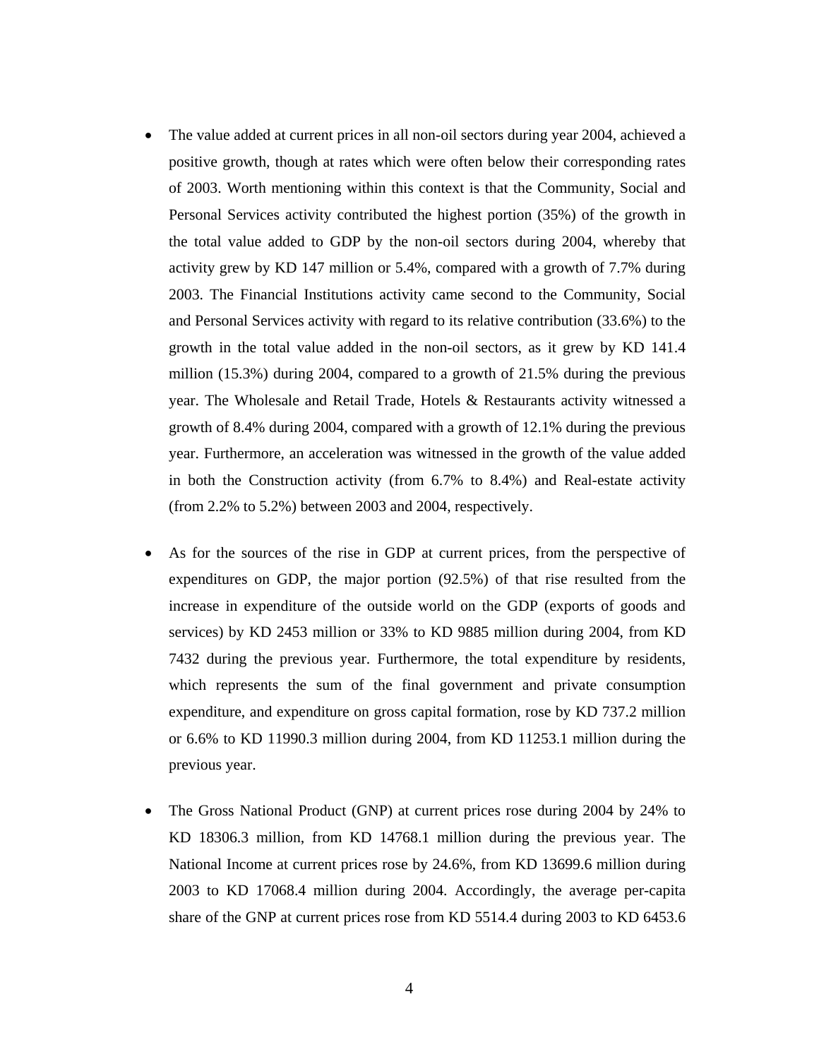- The value added at current prices in all non-oil sectors during year 2004, achieved a positive growth, though at rates which were often below their corresponding rates of 2003. Worth mentioning within this context is that the Community, Social and Personal Services activity contributed the highest portion (35%) of the growth in the total value added to GDP by the non-oil sectors during 2004, whereby that activity grew by KD 147 million or 5.4%, compared with a growth of 7.7% during 2003. The Financial Institutions activity came second to the Community, Social and Personal Services activity with regard to its relative contribution (33.6%) to the growth in the total value added in the non-oil sectors, as it grew by KD 141.4 million (15.3%) during 2004, compared to a growth of 21.5% during the previous year. The Wholesale and Retail Trade, Hotels & Restaurants activity witnessed a growth of 8.4% during 2004, compared with a growth of 12.1% during the previous year. Furthermore, an acceleration was witnessed in the growth of the value added in both the Construction activity (from 6.7% to 8.4%) and Real-estate activity (from 2.2% to 5.2%) between 2003 and 2004, respectively.

- As for the sources of the rise in GDP at current prices, from the perspective of expenditures on GDP, the major portion (92.5%) of that rise resulted from the increase in expenditure of the outside world on the GDP (exports of goods and services) by KD 2453 million or 33% to KD 9885 million during 2004, from KD 7432 during the previous year. Furthermore, the total expenditure by residents, which represents the sum of the final government and private consumption expenditure, and expenditure on gross capital formation, rose by KD 737.2 million or 6.6% to KD 11990.3 million during 2004, from KD 11253.1 million during the previous year.

- The Gross National Product (GNP) at current prices rose during 2004 by 24% to KD 18306.3 million, from KD 14768.1 million during the previous year. The National Income at current prices rose by 24.6%, from KD 13699.6 million during 2003 to KD 17068.4 million during 2004. Accordingly, the average per-capita share of the GNP at current prices rose from KD 5514.4 during 2003 to KD 6453.6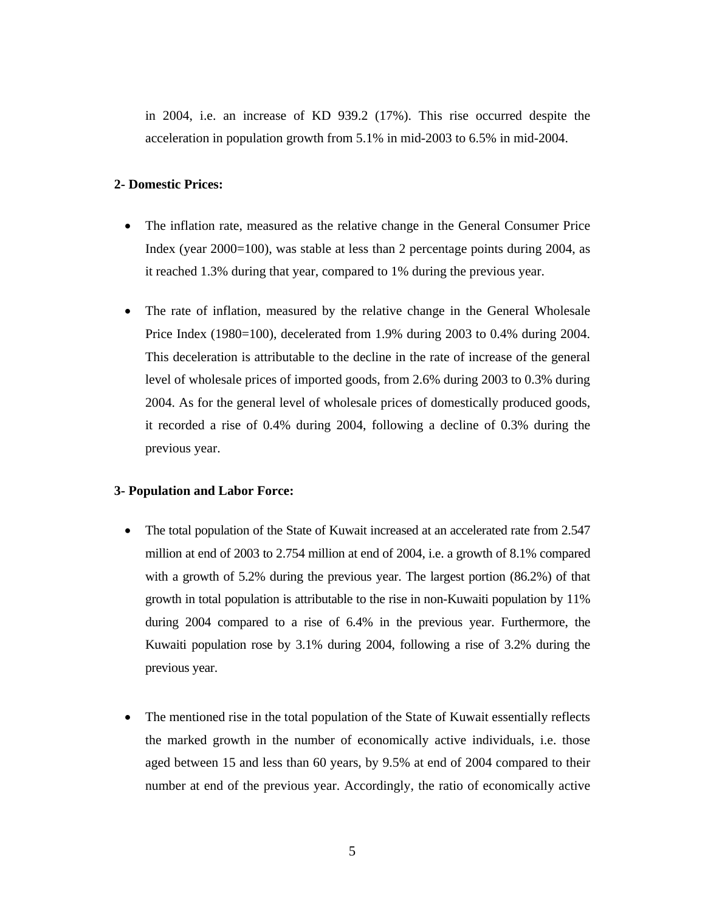in 2004, i.e. an increase of KD 939.2 (17%). This rise occurred despite the acceleration in population growth from 5.1% in mid-2003 to 6.5% in mid-2004.

**2- Domestic Prices:**

- The inflation rate, measured as the relative change in the General Consumer Price Index (year 2000=100), was stable at less than 2 percentage points during 2004, as it reached 1.3% during that year, compared to 1% during the previous year.

- The rate of inflation, measured by the relative change in the General Wholesale Price Index (1980=100), decelerated from 1.9% during 2003 to 0.4% during 2004. This deceleration is attributable to the decline in the rate of increase of the general level of wholesale prices of imported goods, from 2.6% during 2003 to 0.3% during 2004. As for the general level of wholesale prices of domestically produced goods, it recorded a rise of 0.4% during 2004, following a decline of 0.3% during the previous year.

**3- Population and Labor Force:**

- The total population of the State of Kuwait increased at an accelerated rate from 2.547 million at end of 2003 to 2.754 million at end of 2004, i.e. a growth of 8.1% compared with a growth of 5.2% during the previous year. The largest portion (86.2%) of that growth in total population is attributable to the rise in non-Kuwaiti population by 11% during 2004 compared to a rise of 6.4% in the previous year. Furthermore, the Kuwaiti population rose by 3.1% during 2004, following a rise of 3.2% during the previous year.

- The mentioned rise in the total population of the State of Kuwait essentially reflects the marked growth in the number of economically active individuals, i.e. those aged between 15 and less than 60 years, by 9.5% at end of 2004 compared to their number at end of the previous year. Accordingly, the ratio of economically active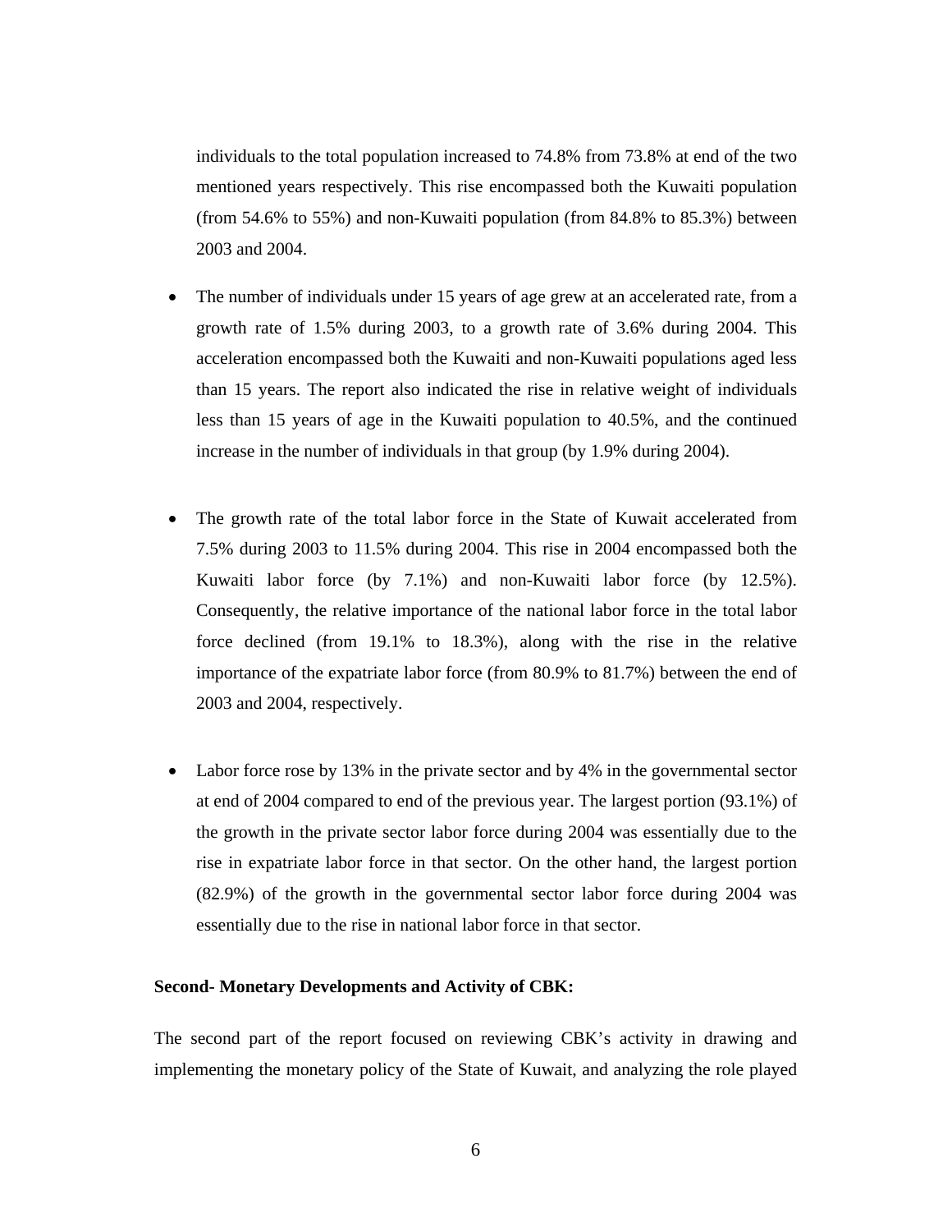individuals to the total population increased to 74.8% from 73.8% at end of the two mentioned years respectively. This rise encompassed both the Kuwaiti population (from 54.6% to 55%) and non-Kuwaiti population (from 84.8% to 85.3%) between 2003 and 2004.

- The number of individuals under 15 years of age grew at an accelerated rate, from a growth rate of 1.5% during 2003, to a growth rate of 3.6% during 2004. This acceleration encompassed both the Kuwaiti and non-Kuwaiti populations aged less than 15 years. The report also indicated the rise in relative weight of individuals less than 15 years of age in the Kuwaiti population to 40.5%, and the continued increase in the number of individuals in that group (by 1.9% during 2004).

- The growth rate of the total labor force in the State of Kuwait accelerated from 7.5% during 2003 to 11.5% during 2004. This rise in 2004 encompassed both the Kuwaiti labor force (by 7.1%) and non-Kuwaiti labor force (by 12.5%). Consequently, the relative importance of the national labor force in the total labor force declined (from 19.1% to 18.3%), along with the rise in the relative importance of the expatriate labor force (from 80.9% to 81.7%) between the end of 2003 and 2004, respectively.

- Labor force rose by 13% in the private sector and by 4% in the governmental sector at end of 2004 compared to end of the previous year. The largest portion (93.1%) of the growth in the private sector labor force during 2004 was essentially due to the rise in expatriate labor force in that sector. On the other hand, the largest portion (82.9%) of the growth in the governmental sector labor force during 2004 was essentially due to the rise in national labor force in that sector.

**Second- Monetary Developments and Activity of CBK:**

The second part of the report focused on reviewing CBK's activity in drawing and implementing the monetary policy of the State of Kuwait, and analyzing the role played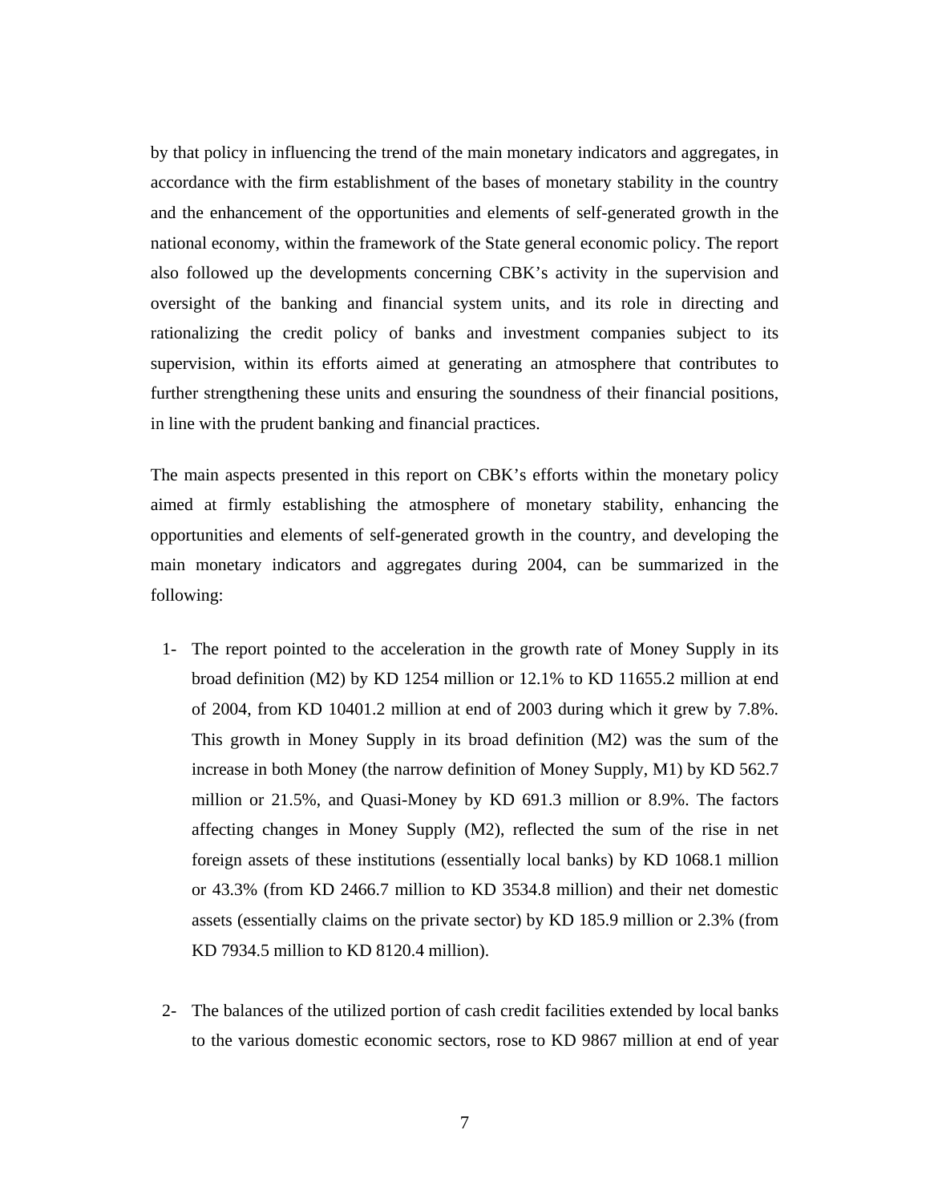by that policy in influencing the trend of the main monetary indicators and aggregates, in accordance with the firm establishment of the bases of monetary stability in the country and the enhancement of the opportunities and elements of self-generated growth in the national economy, within the framework of the State general economic policy. The report also followed up the developments concerning CBK's activity in the supervision and oversight of the banking and financial system units, and its role in directing and rationalizing the credit policy of banks and investment companies subject to its supervision, within its efforts aimed at generating an atmosphere that contributes to further strengthening these units and ensuring the soundness of their financial positions, in line with the prudent banking and financial practices.

The main aspects presented in this report on CBK's efforts within the monetary policy aimed at firmly establishing the atmosphere of monetary stability, enhancing the opportunities and elements of self-generated growth in the country, and developing the main monetary indicators and aggregates during 2004, can be summarized in the following:

1- The report pointed to the acceleration in the growth rate of Money Supply in its broad definition (M2) by KD 1254 million or 12.1% to KD 11655.2 million at end of 2004, from KD 10401.2 million at end of 2003 during which it grew by 7.8%. This growth in Money Supply in its broad definition (M2) was the sum of the increase in both Money (the narrow definition of Money Supply, M1) by KD 562.7 million or 21.5%, and Quasi-Money by KD 691.3 million or 8.9%. The factors affecting changes in Money Supply (M2), reflected the sum of the rise in net foreign assets of these institutions (essentially local banks) by KD 1068.1 million or 43.3% (from KD 2466.7 million to KD 3534.8 million) and their net domestic assets (essentially claims on the private sector) by KD 185.9 million or 2.3% (from KD 7934.5 million to KD 8120.4 million).

2- The balances of the utilized portion of cash credit facilities extended by local banks to the various domestic economic sectors, rose to KD 9867 million at end of year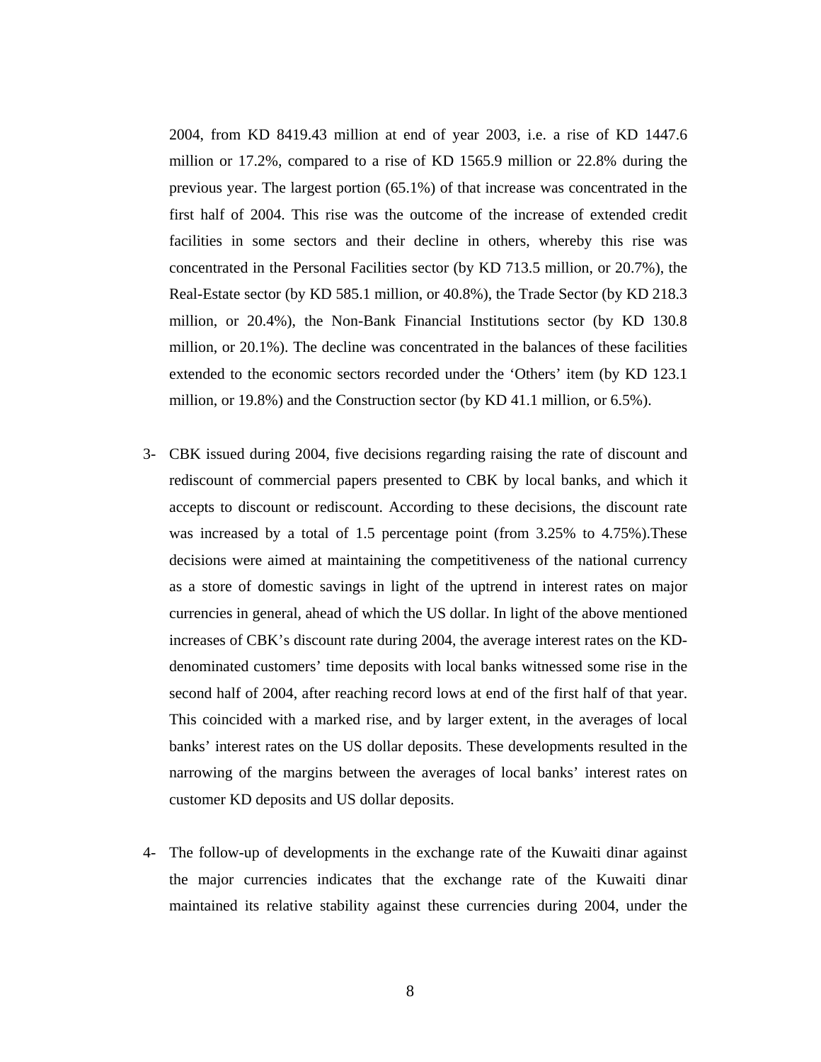2004, from KD 8419.43 million at end of year 2003, i.e. a rise of KD 1447.6 million or 17.2%, compared to a rise of KD 1565.9 million or 22.8% during the previous year. The largest portion (65.1%) of that increase was concentrated in the first half of 2004. This rise was the outcome of the increase of extended credit facilities in some sectors and their decline in others, whereby this rise was concentrated in the Personal Facilities sector (by KD 713.5 million, or 20.7%), the Real-Estate sector (by KD 585.1 million, or 40.8%), the Trade Sector (by KD 218.3 million, or 20.4%), the Non-Bank Financial Institutions sector (by KD 130.8 million, or 20.1%). The decline was concentrated in the balances of these facilities extended to the economic sectors recorded under the 'Others' item (by KD 123.1 million, or 19.8%) and the Construction sector (by KD 41.1 million, or 6.5%).

3- CBK issued during 2004, five decisions regarding raising the rate of discount and rediscount of commercial papers presented to CBK by local banks, and which it accepts to discount or rediscount. According to these decisions, the discount rate was increased by a total of 1.5 percentage point (from 3.25% to 4.75%).These decisions were aimed at maintaining the competitiveness of the national currency as a store of domestic savings in light of the uptrend in interest rates on major currencies in general, ahead of which the US dollar. In light of the above mentioned increases of CBK's discount rate during 2004, the average interest rates on the KD-denominated customers' time deposits with local banks witnessed some rise in the second half of 2004, after reaching record lows at end of the first half of that year. This coincided with a marked rise, and by larger extent, in the averages of local banks' interest rates on the US dollar deposits. These developments resulted in the narrowing of the margins between the averages of local banks' interest rates on customer KD deposits and US dollar deposits.

4- The follow-up of developments in the exchange rate of the Kuwaiti dinar against the major currencies indicates that the exchange rate of the Kuwaiti dinar maintained its relative stability against these currencies during 2004, under the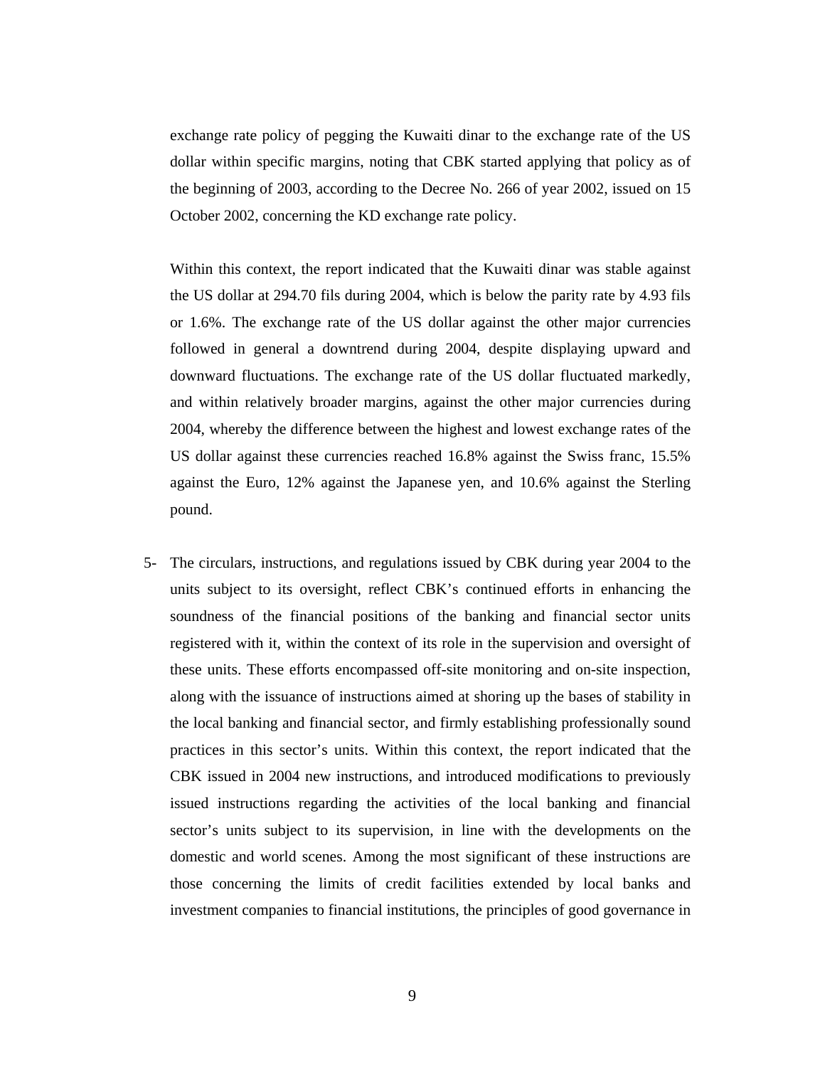exchange rate policy of pegging the Kuwaiti dinar to the exchange rate of the US dollar within specific margins, noting that CBK started applying that policy as of the beginning of 2003, according to the Decree No. 266 of year 2002, issued on 15 October 2002, concerning the KD exchange rate policy.

Within this context, the report indicated that the Kuwaiti dinar was stable against the US dollar at 294.70 fils during 2004, which is below the parity rate by 4.93 fils or 1.6%. The exchange rate of the US dollar against the other major currencies followed in general a downtrend during 2004, despite displaying upward and downward fluctuations. The exchange rate of the US dollar fluctuated markedly, and within relatively broader margins, against the other major currencies during 2004, whereby the difference between the highest and lowest exchange rates of the US dollar against these currencies reached 16.8% against the Swiss franc, 15.5% against the Euro, 12% against the Japanese yen, and 10.6% against the Sterling pound.

5- The circulars, instructions, and regulations issued by CBK during year 2004 to the units subject to its oversight, reflect CBK's continued efforts in enhancing the soundness of the financial positions of the banking and financial sector units registered with it, within the context of its role in the supervision and oversight of these units. These efforts encompassed off-site monitoring and on-site inspection, along with the issuance of instructions aimed at shoring up the bases of stability in the local banking and financial sector, and firmly establishing professionally sound practices in this sector's units. Within this context, the report indicated that the CBK issued in 2004 new instructions, and introduced modifications to previously issued instructions regarding the activities of the local banking and financial sector's units subject to its supervision, in line with the developments on the domestic and world scenes. Among the most significant of these instructions are those concerning the limits of credit facilities extended by local banks and investment companies to financial institutions, the principles of good governance in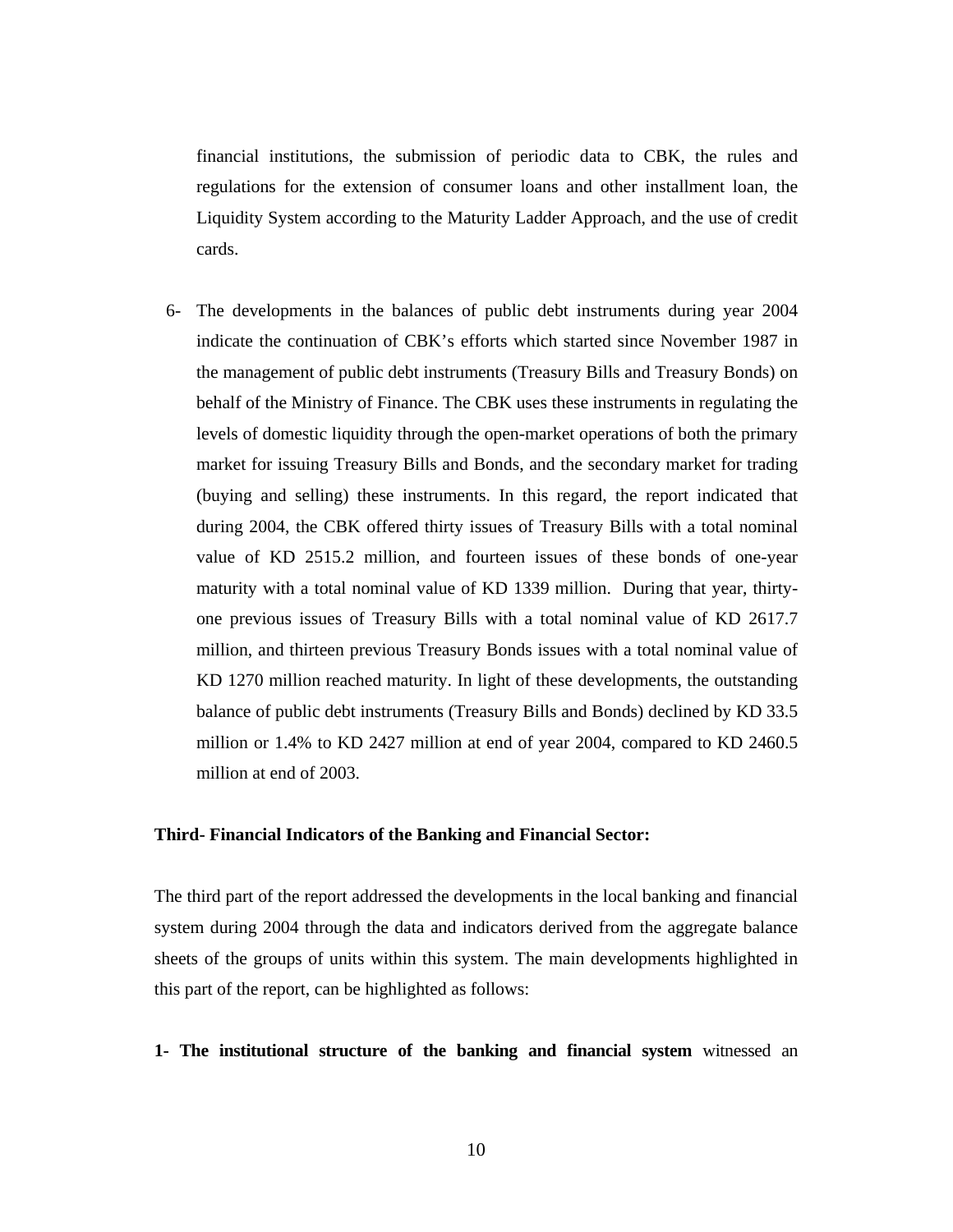financial institutions, the submission of periodic data to CBK, the rules and regulations for the extension of consumer loans and other installment loan, the Liquidity System according to the Maturity Ladder Approach, and the use of credit cards.

6- The developments in the balances of public debt instruments during year 2004 indicate the continuation of CBK's efforts which started since November 1987 in the management of public debt instruments (Treasury Bills and Treasury Bonds) on behalf of the Ministry of Finance. The CBK uses these instruments in regulating the levels of domestic liquidity through the open-market operations of both the primary market for issuing Treasury Bills and Bonds, and the secondary market for trading (buying and selling) these instruments. In this regard, the report indicated that during 2004, the CBK offered thirty issues of Treasury Bills with a total nominal value of KD 2515.2 million, and fourteen issues of these bonds of one-year maturity with a total nominal value of KD 1339 million. During that year, thirty-one previous issues of Treasury Bills with a total nominal value of KD 2617.7 million, and thirteen previous Treasury Bonds issues with a total nominal value of KD 1270 million reached maturity. In light of these developments, the outstanding balance of public debt instruments (Treasury Bills and Bonds) declined by KD 33.5 million or 1.4% to KD 2427 million at end of year 2004, compared to KD 2460.5 million at end of 2003.

**Third- Financial Indicators of the Banking and Financial Sector:**

The third part of the report addressed the developments in the local banking and financial system during 2004 through the data and indicators derived from the aggregate balance sheets of the groups of units within this system. The main developments highlighted in this part of the report, can be highlighted as follows:

**1- The institutional structure of the banking and financial system** witnessed an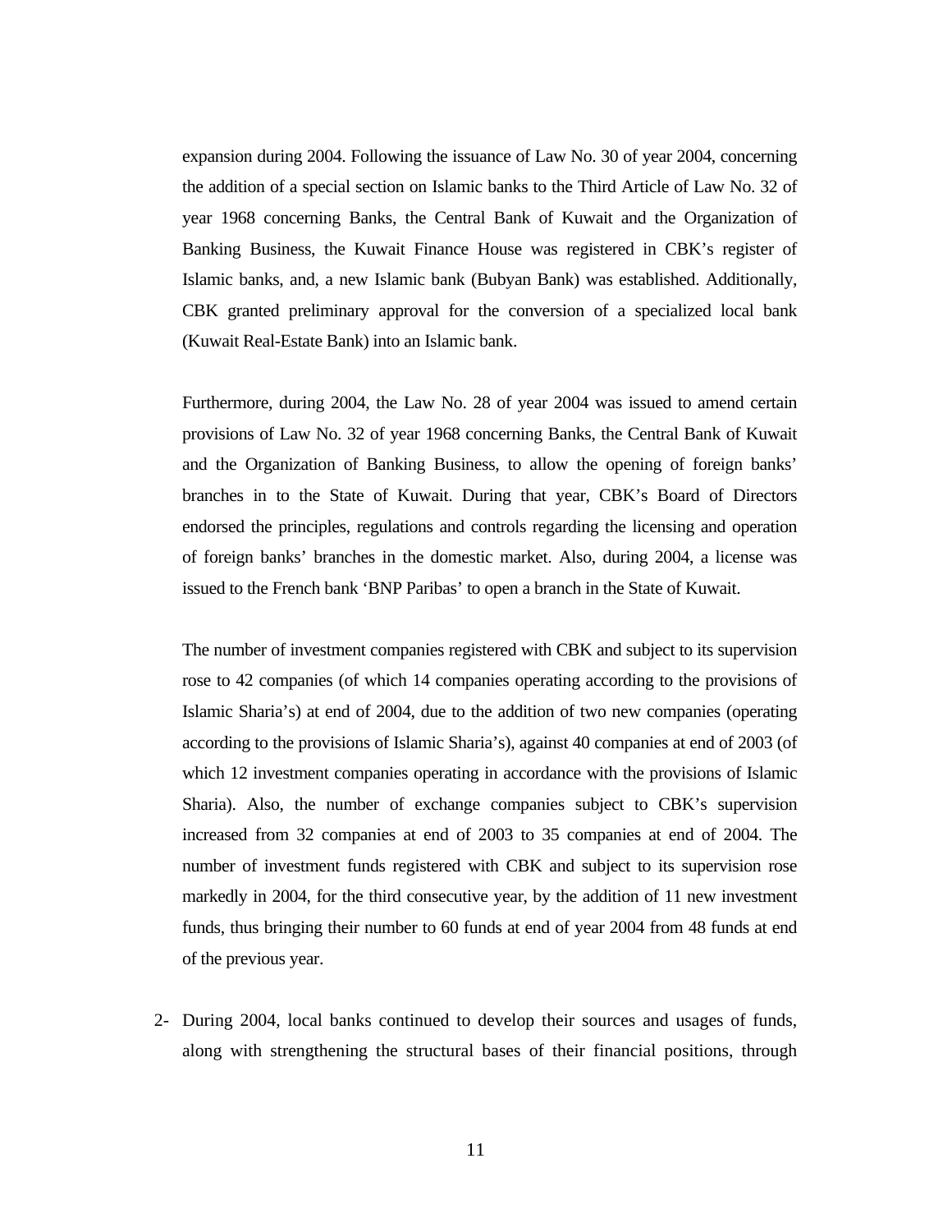expansion during 2004. Following the issuance of Law No. 30 of year 2004, concerning the addition of a special section on Islamic banks to the Third Article of Law No. 32 of year 1968 concerning Banks, the Central Bank of Kuwait and the Organization of Banking Business, the Kuwait Finance House was registered in CBK's register of Islamic banks, and, a new Islamic bank (Bubyan Bank) was established. Additionally, CBK granted preliminary approval for the conversion of a specialized local bank (Kuwait Real-Estate Bank) into an Islamic bank.

Furthermore, during 2004, the Law No. 28 of year 2004 was issued to amend certain provisions of Law No. 32 of year 1968 concerning Banks, the Central Bank of Kuwait and the Organization of Banking Business, to allow the opening of foreign banks' branches in to the State of Kuwait. During that year, CBK's Board of Directors endorsed the principles, regulations and controls regarding the licensing and operation of foreign banks' branches in the domestic market. Also, during 2004, a license was issued to the French bank 'BNP Paribas' to open a branch in the State of Kuwait.

The number of investment companies registered with CBK and subject to its supervision rose to 42 companies (of which 14 companies operating according to the provisions of Islamic Sharia's) at end of 2004, due to the addition of two new companies (operating according to the provisions of Islamic Sharia's), against 40 companies at end of 2003 (of which 12 investment companies operating in accordance with the provisions of Islamic Sharia). Also, the number of exchange companies subject to CBK's supervision increased from 32 companies at end of 2003 to 35 companies at end of 2004. The number of investment funds registered with CBK and subject to its supervision rose markedly in 2004, for the third consecutive year, by the addition of 11 new investment funds, thus bringing their number to 60 funds at end of year 2004 from 48 funds at end of the previous year.

2- During 2004, local banks continued to develop their sources and usages of funds, along with strengthening the structural bases of their financial positions, through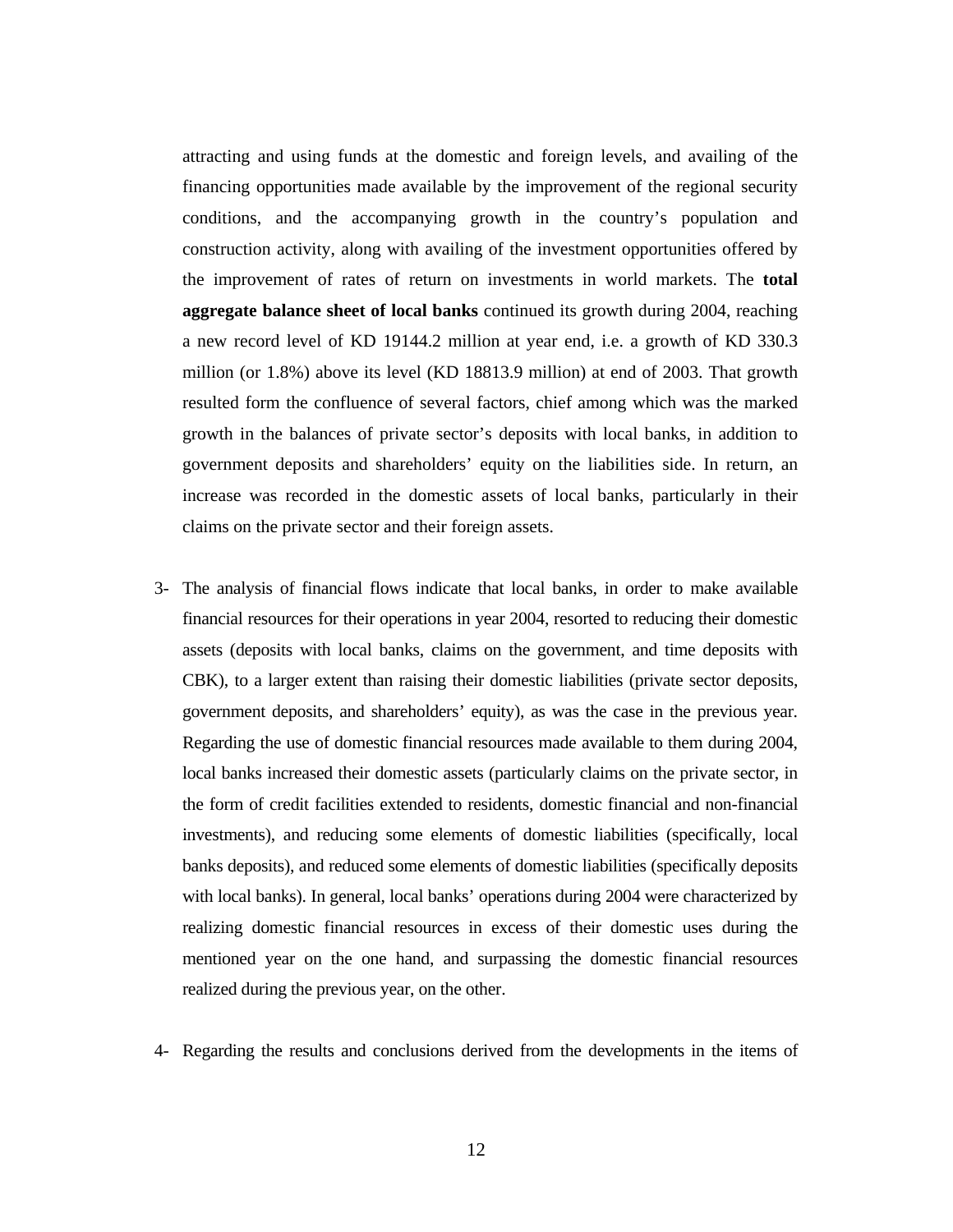attracting and using funds at the domestic and foreign levels, and availing of the financing opportunities made available by the improvement of the regional security conditions, and the accompanying growth in the country's population and construction activity, along with availing of the investment opportunities offered by the improvement of rates of return on investments in world markets. The **total aggregate balance sheet of local banks** continued its growth during 2004, reaching a new record level of KD 19144.2 million at year end, i.e. a growth of KD 330.3 million (or 1.8%) above its level (KD 18813.9 million) at end of 2003. That growth resulted form the confluence of several factors, chief among which was the marked growth in the balances of private sector's deposits with local banks, in addition to government deposits and shareholders' equity on the liabilities side. In return, an increase was recorded in the domestic assets of local banks, particularly in their claims on the private sector and their foreign assets.

3- The analysis of financial flows indicate that local banks, in order to make available financial resources for their operations in year 2004, resorted to reducing their domestic assets (deposits with local banks, claims on the government, and time deposits with CBK), to a larger extent than raising their domestic liabilities (private sector deposits, government deposits, and shareholders' equity), as was the case in the previous year. Regarding the use of domestic financial resources made available to them during 2004, local banks increased their domestic assets (particularly claims on the private sector, in the form of credit facilities extended to residents, domestic financial and non-financial investments), and reducing some elements of domestic liabilities (specifically, local banks deposits), and reduced some elements of domestic liabilities (specifically deposits with local banks). In general, local banks' operations during 2004 were characterized by realizing domestic financial resources in excess of their domestic uses during the mentioned year on the one hand, and surpassing the domestic financial resources realized during the previous year, on the other.

4- Regarding the results and conclusions derived from the developments in the items of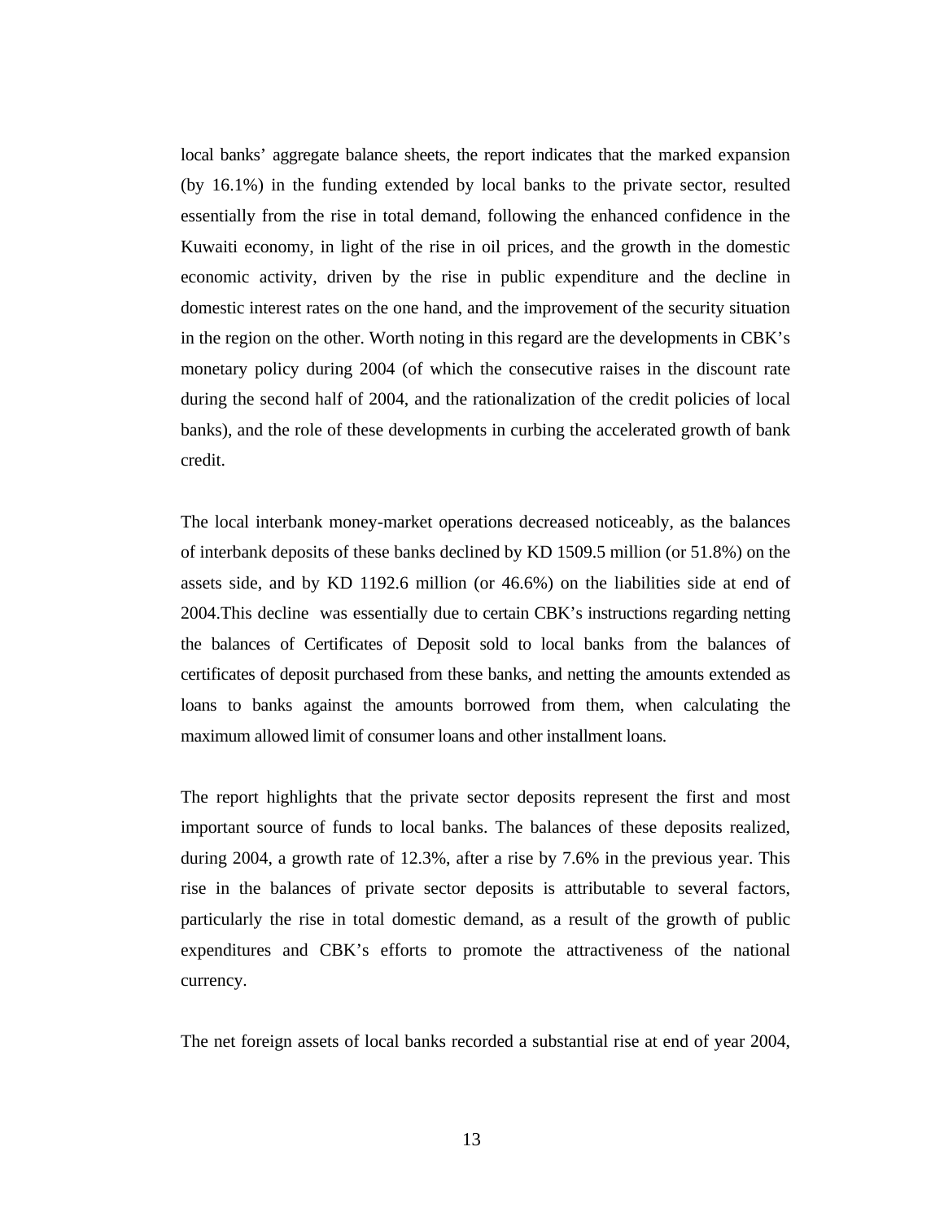local banks' aggregate balance sheets, the report indicates that the marked expansion (by 16.1%) in the funding extended by local banks to the private sector, resulted essentially from the rise in total demand, following the enhanced confidence in the Kuwaiti economy, in light of the rise in oil prices, and the growth in the domestic economic activity, driven by the rise in public expenditure and the decline in domestic interest rates on the one hand, and the improvement of the security situation in the region on the other. Worth noting in this regard are the developments in CBK's monetary policy during 2004 (of which the consecutive raises in the discount rate during the second half of 2004, and the rationalization of the credit policies of local banks), and the role of these developments in curbing the accelerated growth of bank credit.

The local interbank money-market operations decreased noticeably, as the balances of interbank deposits of these banks declined by KD 1509.5 million (or 51.8%) on the assets side, and by KD 1192.6 million (or 46.6%) on the liabilities side at end of 2004.This decline was essentially due to certain CBK's instructions regarding netting the balances of Certificates of Deposit sold to local banks from the balances of certificates of deposit purchased from these banks, and netting the amounts extended as loans to banks against the amounts borrowed from them, when calculating the maximum allowed limit of consumer loans and other installment loans.

The report highlights that the private sector deposits represent the first and most important source of funds to local banks. The balances of these deposits realized, during 2004, a growth rate of 12.3%, after a rise by 7.6% in the previous year. This rise in the balances of private sector deposits is attributable to several factors, particularly the rise in total domestic demand, as a result of the growth of public expenditures and CBK's efforts to promote the attractiveness of the national currency.

The net foreign assets of local banks recorded a substantial rise at end of year 2004,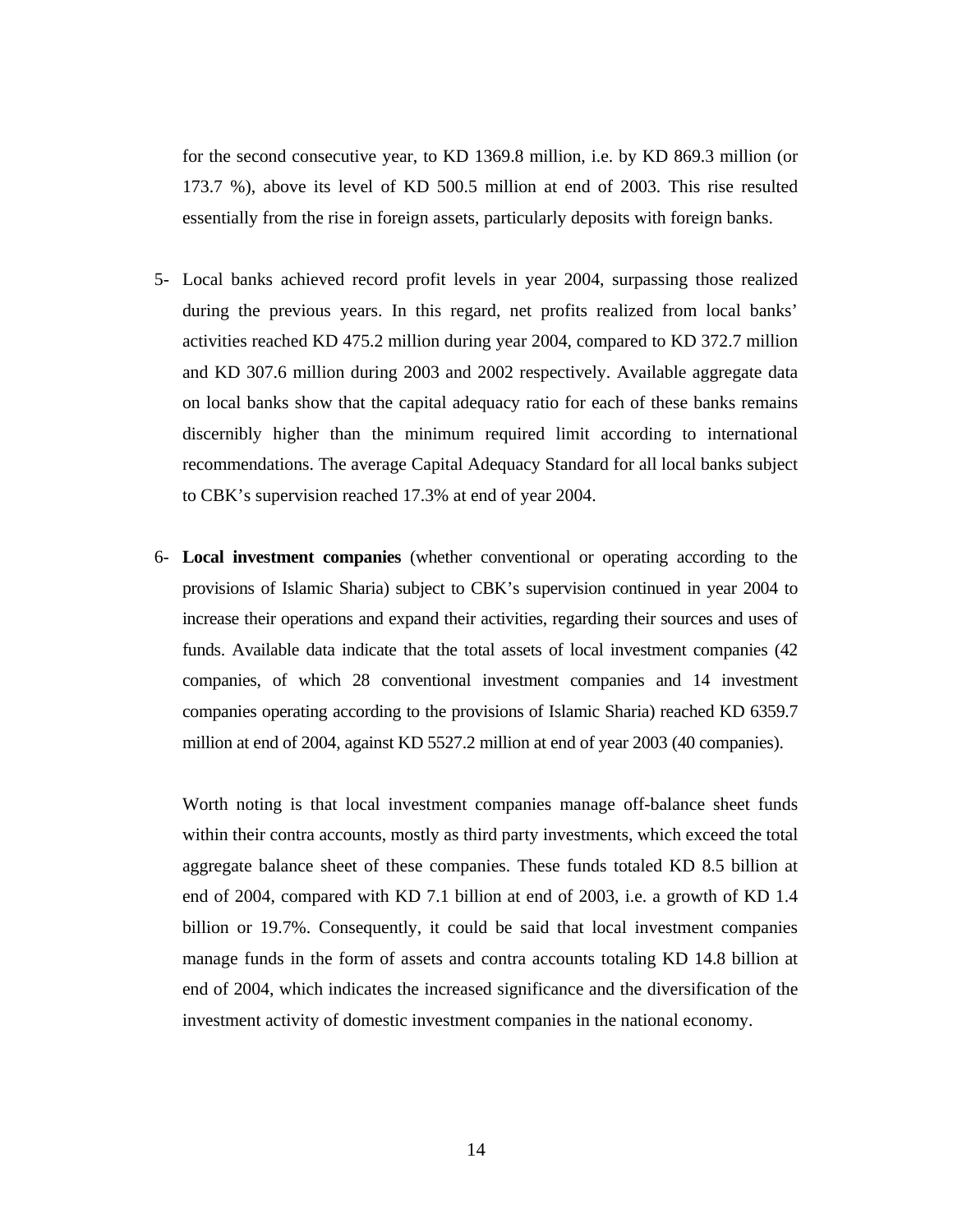for the second consecutive year, to KD 1369.8 million, i.e. by KD 869.3 million (or 173.7 %), above its level of KD 500.5 million at end of 2003. This rise resulted essentially from the rise in foreign assets, particularly deposits with foreign banks.

5- Local banks achieved record profit levels in year 2004, surpassing those realized during the previous years. In this regard, net profits realized from local banks' activities reached KD 475.2 million during year 2004, compared to KD 372.7 million and KD 307.6 million during 2003 and 2002 respectively. Available aggregate data on local banks show that the capital adequacy ratio for each of these banks remains discernibly higher than the minimum required limit according to international recommendations. The average Capital Adequacy Standard for all local banks subject to CBK's supervision reached 17.3% at end of year 2004.

6- **Local investment companies** (whether conventional or operating according to the provisions of Islamic Sharia) subject to CBK's supervision continued in year 2004 to increase their operations and expand their activities, regarding their sources and uses of funds. Available data indicate that the total assets of local investment companies (42 companies, of which 28 conventional investment companies and 14 investment companies operating according to the provisions of Islamic Sharia) reached KD 6359.7 million at end of 2004, against KD 5527.2 million at end of year 2003 (40 companies).

   Worth noting is that local investment companies manage off-balance sheet funds within their contra accounts, mostly as third party investments, which exceed the total aggregate balance sheet of these companies. These funds totaled KD 8.5 billion at end of 2004, compared with KD 7.1 billion at end of 2003, i.e. a growth of KD 1.4 billion or 19.7%. Consequently, it could be said that local investment companies manage funds in the form of assets and contra accounts totaling KD 14.8 billion at end of 2004, which indicates the increased significance and the diversification of the investment activity of domestic investment companies in the national economy.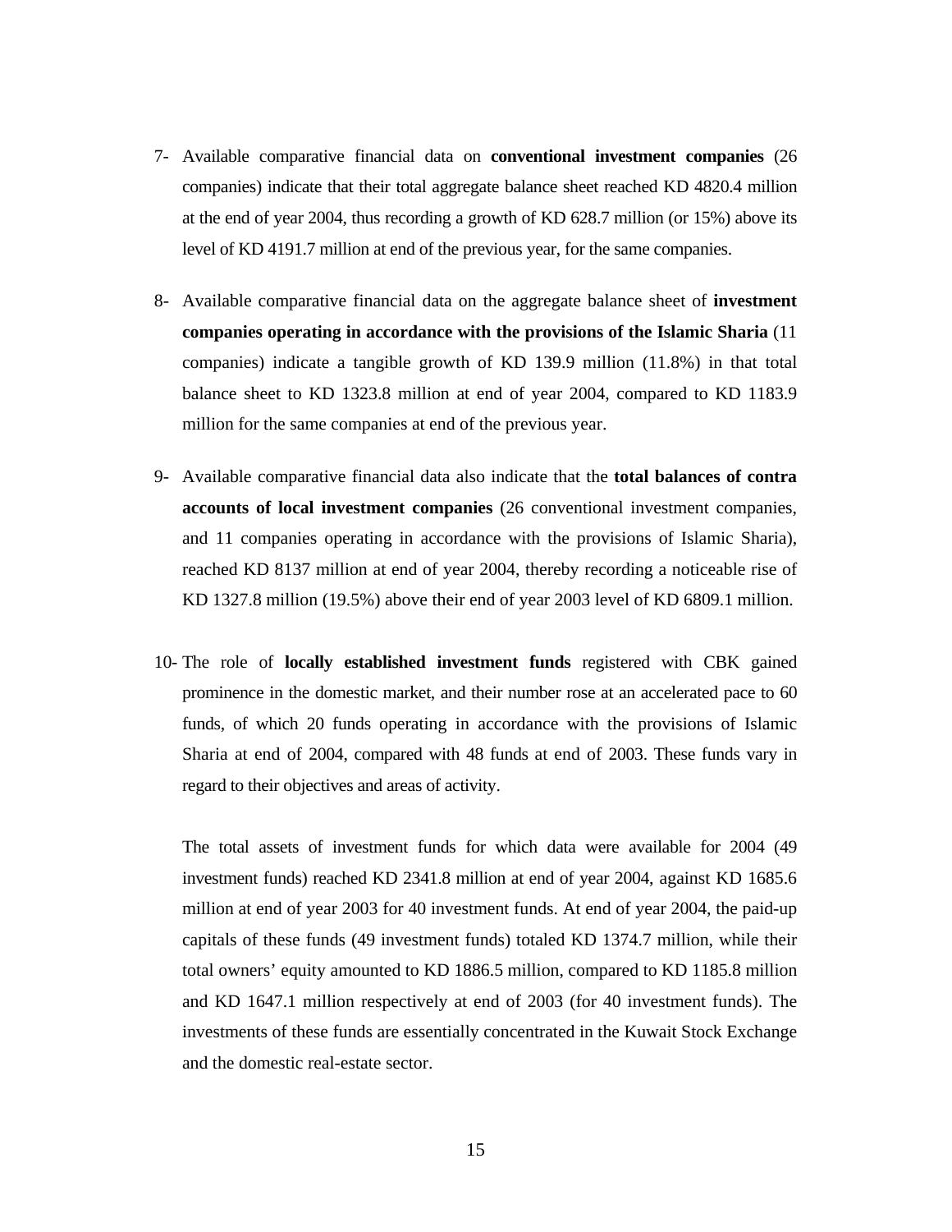7- Available comparative financial data on **conventional investment companies** (26 companies) indicate that their total aggregate balance sheet reached KD 4820.4 million at the end of year 2004, thus recording a growth of KD 628.7 million (or 15%) above its level of KD 4191.7 million at end of the previous year, for the same companies.

8- Available comparative financial data on the aggregate balance sheet of **investment companies operating in accordance with the provisions of the Islamic Sharia** (11 companies) indicate a tangible growth of KD 139.9 million (11.8%) in that total balance sheet to KD 1323.8 million at end of year 2004, compared to KD 1183.9 million for the same companies at end of the previous year.

9- Available comparative financial data also indicate that the **total balances of contra accounts of local investment companies** (26 conventional investment companies, and 11 companies operating in accordance with the provisions of Islamic Sharia), reached KD 8137 million at end of year 2004, thereby recording a noticeable rise of KD 1327.8 million (19.5%) above their end of year 2003 level of KD 6809.1 million.

10- The role of **locally established investment funds** registered with CBK gained prominence in the domestic market, and their number rose at an accelerated pace to 60 funds, of which 20 funds operating in accordance with the provisions of Islamic Sharia at end of 2004, compared with 48 funds at end of 2003. These funds vary in regard to their objectives and areas of activity.

The total assets of investment funds for which data were available for 2004 (49 investment funds) reached KD 2341.8 million at end of year 2004, against KD 1685.6 million at end of year 2003 for 40 investment funds. At end of year 2004, the paid-up capitals of these funds (49 investment funds) totaled KD 1374.7 million, while their total owners' equity amounted to KD 1886.5 million, compared to KD 1185.8 million and KD 1647.1 million respectively at end of 2003 (for 40 investment funds). The investments of these funds are essentially concentrated in the Kuwait Stock Exchange and the domestic real-estate sector.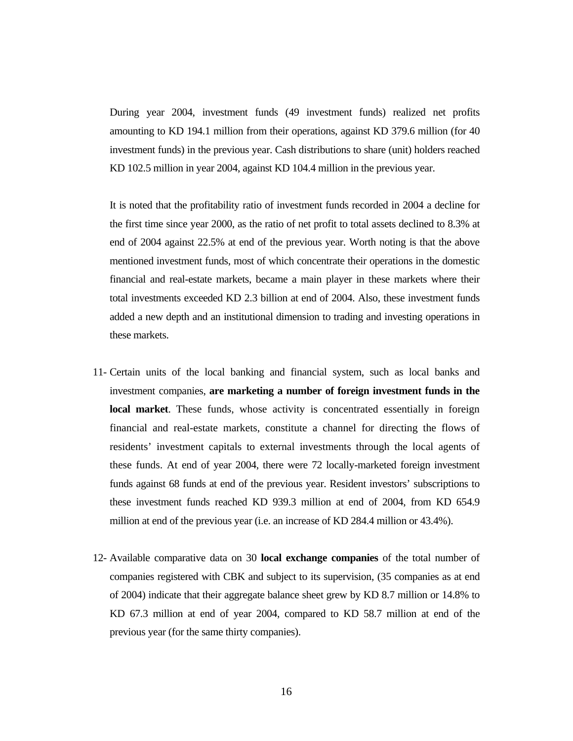During year 2004, investment funds (49 investment funds) realized net profits amounting to KD 194.1 million from their operations, against KD 379.6 million (for 40 investment funds) in the previous year. Cash distributions to share (unit) holders reached KD 102.5 million in year 2004, against KD 104.4 million in the previous year.

It is noted that the profitability ratio of investment funds recorded in 2004 a decline for the first time since year 2000, as the ratio of net profit to total assets declined to 8.3% at end of 2004 against 22.5% at end of the previous year. Worth noting is that the above mentioned investment funds, most of which concentrate their operations in the domestic financial and real-estate markets, became a main player in these markets where their total investments exceeded KD 2.3 billion at end of 2004. Also, these investment funds added a new depth and an institutional dimension to trading and investing operations in these markets.

11- Certain units of the local banking and financial system, such as local banks and investment companies, **are marketing a number of foreign investment funds in the local market**. These funds, whose activity is concentrated essentially in foreign financial and real-estate markets, constitute a channel for directing the flows of residents' investment capitals to external investments through the local agents of these funds. At end of year 2004, there were 72 locally-marketed foreign investment funds against 68 funds at end of the previous year. Resident investors' subscriptions to these investment funds reached KD 939.3 million at end of 2004, from KD 654.9 million at end of the previous year (i.e. an increase of KD 284.4 million or 43.4%).

12- Available comparative data on 30 **local exchange companies** of the total number of companies registered with CBK and subject to its supervision, (35 companies as at end of 2004) indicate that their aggregate balance sheet grew by KD 8.7 million or 14.8% to KD 67.3 million at end of year 2004, compared to KD 58.7 million at end of the previous year (for the same thirty companies).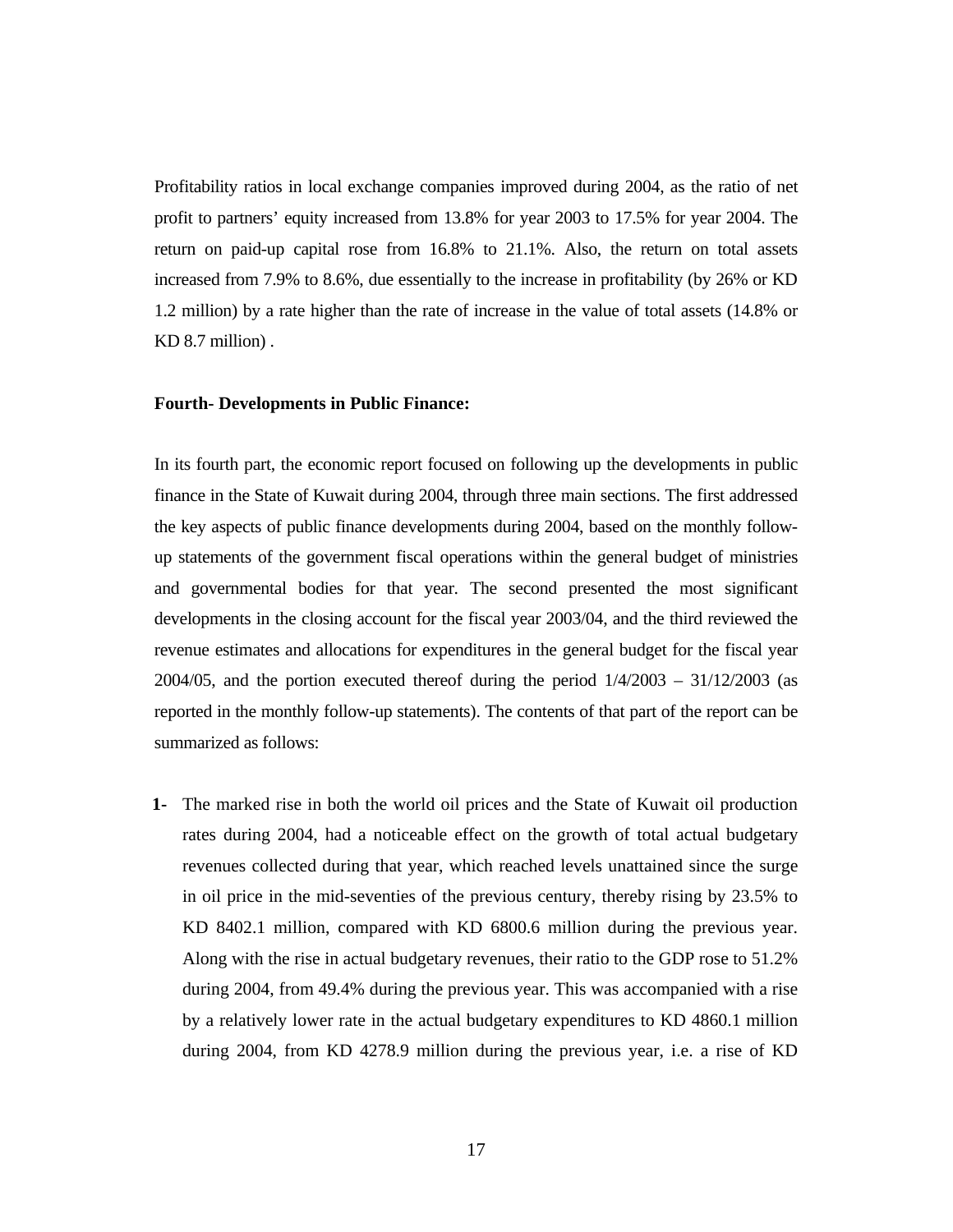Profitability ratios in local exchange companies improved during 2004, as the ratio of net profit to partners' equity increased from 13.8% for year 2003 to 17.5% for year 2004. The return on paid-up capital rose from 16.8% to 21.1%. Also, the return on total assets increased from 7.9% to 8.6%, due essentially to the increase in profitability (by 26% or KD 1.2 million) by a rate higher than the rate of increase in the value of total assets (14.8% or KD 8.7 million) .

**Fourth- Developments in Public Finance:**

In its fourth part, the economic report focused on following up the developments in public finance in the State of Kuwait during 2004, through three main sections. The first addressed the key aspects of public finance developments during 2004, based on the monthly follow-up statements of the government fiscal operations within the general budget of ministries and governmental bodies for that year. The second presented the most significant developments in the closing account for the fiscal year 2003/04, and the third reviewed the revenue estimates and allocations for expenditures in the general budget for the fiscal year 2004/05, and the portion executed thereof during the period 1/4/2003 – 31/12/2003 (as reported in the monthly follow-up statements). The contents of that part of the report can be summarized as follows:

**1-** The marked rise in both the world oil prices and the State of Kuwait oil production rates during 2004, had a noticeable effect on the growth of total actual budgetary revenues collected during that year, which reached levels unattained since the surge in oil price in the mid-seventies of the previous century, thereby rising by 23.5% to KD 8402.1 million, compared with KD 6800.6 million during the previous year. Along with the rise in actual budgetary revenues, their ratio to the GDP rose to 51.2% during 2004, from 49.4% during the previous year. This was accompanied with a rise by a relatively lower rate in the actual budgetary expenditures to KD 4860.1 million during 2004, from KD 4278.9 million during the previous year, i.e. a rise of KD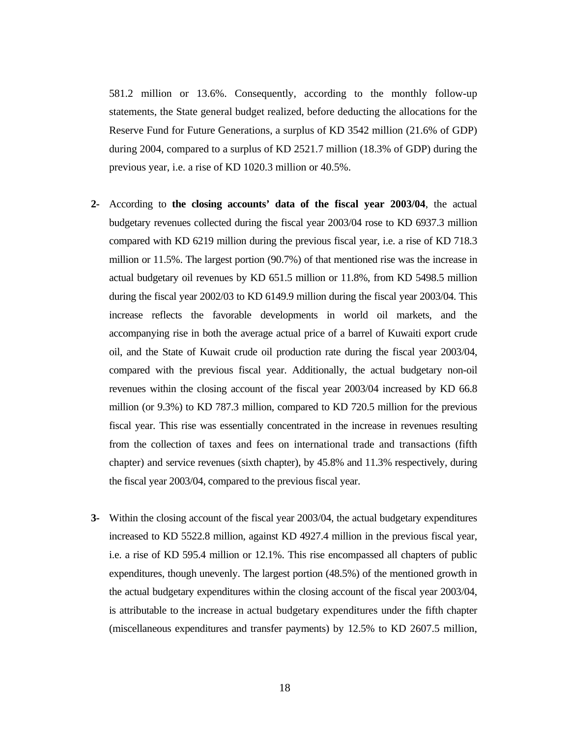581.2 million or 13.6%. Consequently, according to the monthly follow-up statements, the State general budget realized, before deducting the allocations for the Reserve Fund for Future Generations, a surplus of KD 3542 million (21.6% of GDP) during 2004, compared to a surplus of KD 2521.7 million (18.3% of GDP) during the previous year, i.e. a rise of KD 1020.3 million or 40.5%.

**2-** According to **the closing accounts' data of the fiscal year 2003/04**, the actual budgetary revenues collected during the fiscal year 2003/04 rose to KD 6937.3 million compared with KD 6219 million during the previous fiscal year, i.e. a rise of KD 718.3 million or 11.5%. The largest portion (90.7%) of that mentioned rise was the increase in actual budgetary oil revenues by KD 651.5 million or 11.8%, from KD 5498.5 million during the fiscal year 2002/03 to KD 6149.9 million during the fiscal year 2003/04. This increase reflects the favorable developments in world oil markets, and the accompanying rise in both the average actual price of a barrel of Kuwaiti export crude oil, and the State of Kuwait crude oil production rate during the fiscal year 2003/04, compared with the previous fiscal year. Additionally, the actual budgetary non-oil revenues within the closing account of the fiscal year 2003/04 increased by KD 66.8 million (or 9.3%) to KD 787.3 million, compared to KD 720.5 million for the previous fiscal year. This rise was essentially concentrated in the increase in revenues resulting from the collection of taxes and fees on international trade and transactions (fifth chapter) and service revenues (sixth chapter), by 45.8% and 11.3% respectively, during the fiscal year 2003/04, compared to the previous fiscal year.

**3-** Within the closing account of the fiscal year 2003/04, the actual budgetary expenditures increased to KD 5522.8 million, against KD 4927.4 million in the previous fiscal year, i.e. a rise of KD 595.4 million or 12.1%. This rise encompassed all chapters of public expenditures, though unevenly. The largest portion (48.5%) of the mentioned growth in the actual budgetary expenditures within the closing account of the fiscal year 2003/04, is attributable to the increase in actual budgetary expenditures under the fifth chapter (miscellaneous expenditures and transfer payments) by 12.5% to KD 2607.5 million,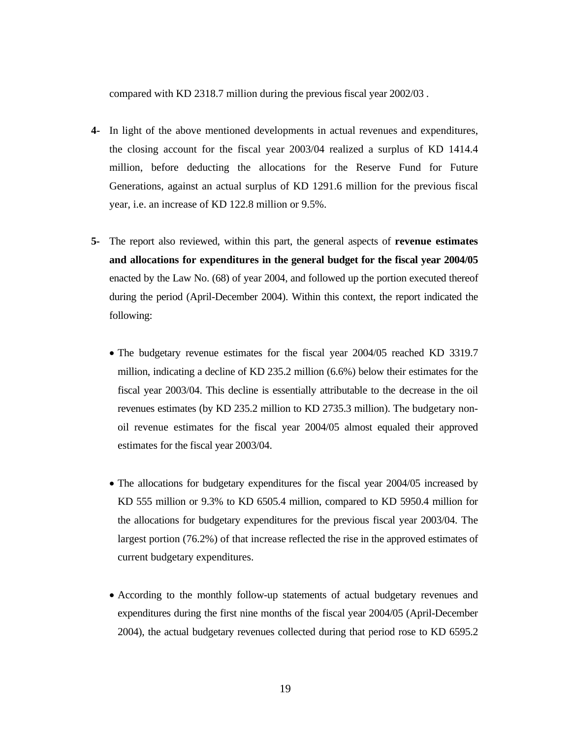compared with KD 2318.7 million during the previous fiscal year 2002/03 .

**4-** In light of the above mentioned developments in actual revenues and expenditures, the closing account for the fiscal year 2003/04 realized a surplus of KD 1414.4 million, before deducting the allocations for the Reserve Fund for Future Generations, against an actual surplus of KD 1291.6 million for the previous fiscal year, i.e. an increase of KD 122.8 million or 9.5%.

**5-** The report also reviewed, within this part, the general aspects of **revenue estimates and allocations for expenditures in the general budget for the fiscal year 2004/05** enacted by the Law No. (68) of year 2004, and followed up the portion executed thereof during the period (April-December 2004). Within this context, the report indicated the following:

- The budgetary revenue estimates for the fiscal year 2004/05 reached KD 3319.7 million, indicating a decline of KD 235.2 million (6.6%) below their estimates for the fiscal year 2003/04. This decline is essentially attributable to the decrease in the oil revenues estimates (by KD 235.2 million to KD 2735.3 million). The budgetary non-oil revenue estimates for the fiscal year 2004/05 almost equaled their approved estimates for the fiscal year 2003/04.

- The allocations for budgetary expenditures for the fiscal year 2004/05 increased by KD 555 million or 9.3% to KD 6505.4 million, compared to KD 5950.4 million for the allocations for budgetary expenditures for the previous fiscal year 2003/04. The largest portion (76.2%) of that increase reflected the rise in the approved estimates of current budgetary expenditures.

- According to the monthly follow-up statements of actual budgetary revenues and expenditures during the first nine months of the fiscal year 2004/05 (April-December 2004), the actual budgetary revenues collected during that period rose to KD 6595.2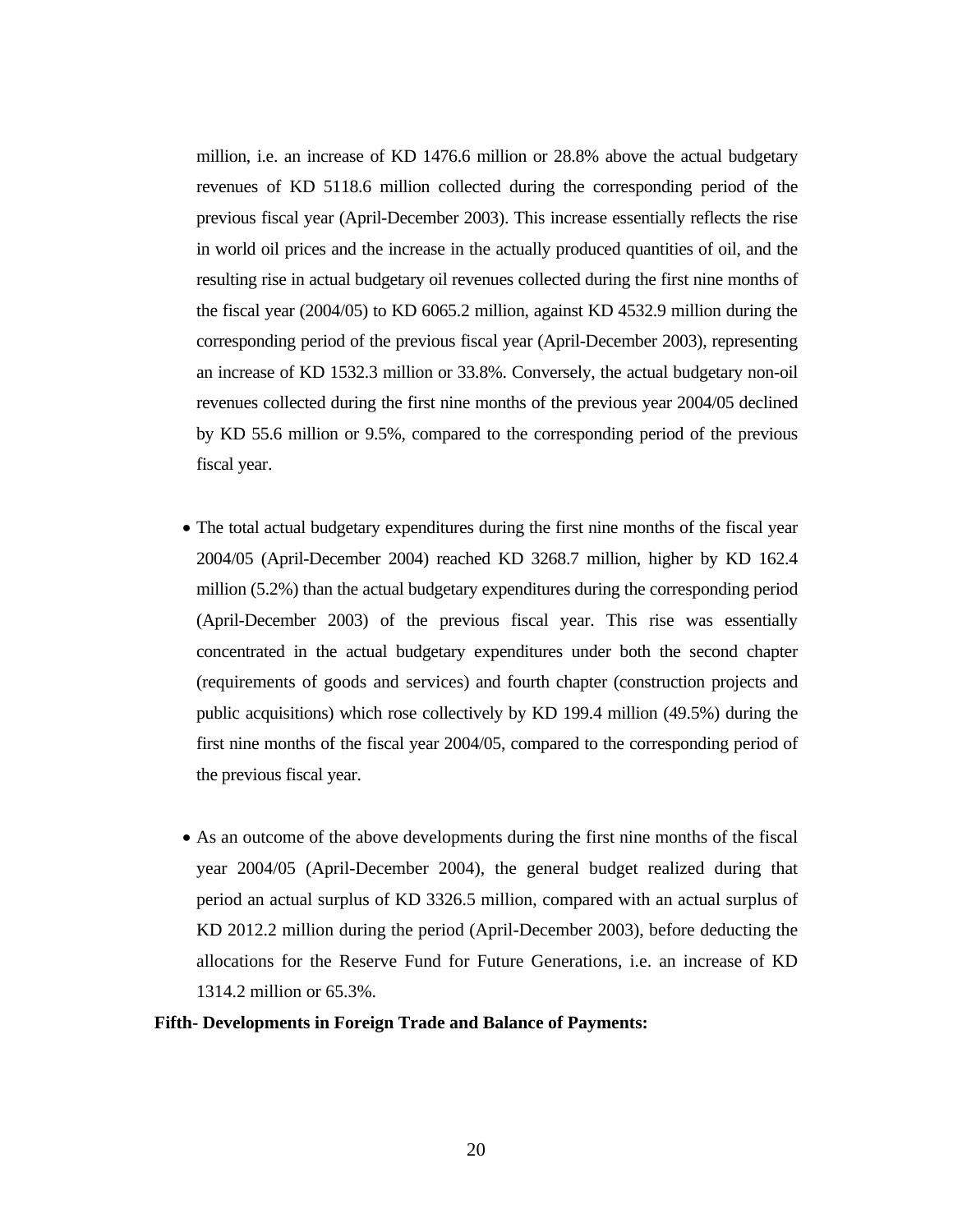million, i.e. an increase of KD 1476.6 million or 28.8% above the actual budgetary revenues of KD 5118.6 million collected during the corresponding period of the previous fiscal year (April-December 2003). This increase essentially reflects the rise in world oil prices and the increase in the actually produced quantities of oil, and the resulting rise in actual budgetary oil revenues collected during the first nine months of the fiscal year (2004/05) to KD 6065.2 million, against KD 4532.9 million during the corresponding period of the previous fiscal year (April-December 2003), representing an increase of KD 1532.3 million or 33.8%. Conversely, the actual budgetary non-oil revenues collected during the first nine months of the previous year 2004/05 declined by KD 55.6 million or 9.5%, compared to the corresponding period of the previous fiscal year.

- The total actual budgetary expenditures during the first nine months of the fiscal year 2004/05 (April-December 2004) reached KD 3268.7 million, higher by KD 162.4 million (5.2%) than the actual budgetary expenditures during the corresponding period (April-December 2003) of the previous fiscal year. This rise was essentially concentrated in the actual budgetary expenditures under both the second chapter (requirements of goods and services) and fourth chapter (construction projects and public acquisitions) which rose collectively by KD 199.4 million (49.5%) during the first nine months of the fiscal year 2004/05, compared to the corresponding period of the previous fiscal year.

- As an outcome of the above developments during the first nine months of the fiscal year 2004/05 (April-December 2004), the general budget realized during that period an actual surplus of KD 3326.5 million, compared with an actual surplus of KD 2012.2 million during the period (April-December 2003), before deducting the allocations for the Reserve Fund for Future Generations, i.e. an increase of KD 1314.2 million or 65.3%.

**Fifth- Developments in Foreign Trade and Balance of Payments:**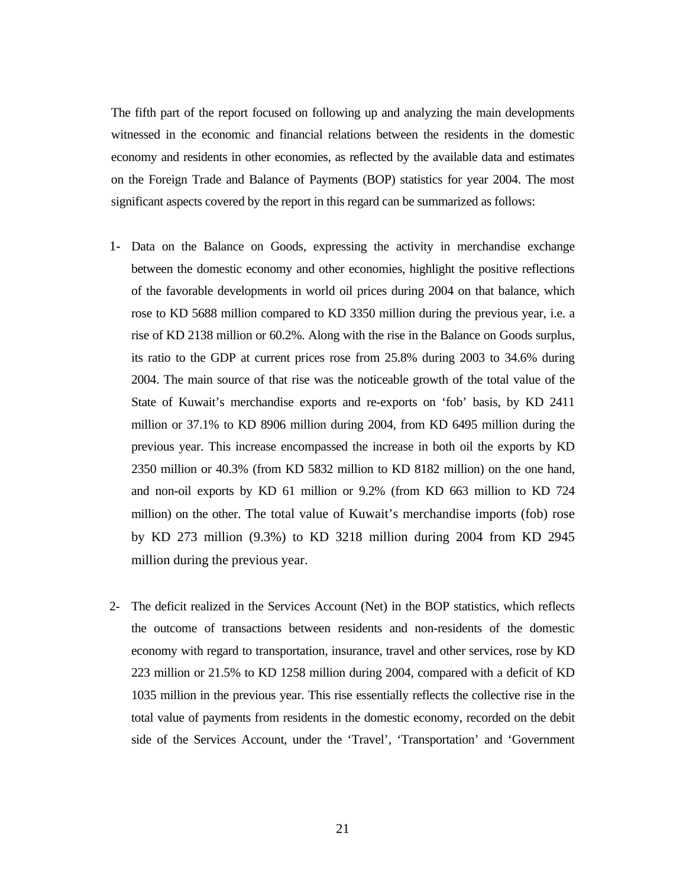The fifth part of the report focused on following up and analyzing the main developments witnessed in the economic and financial relations between the residents in the domestic economy and residents in other economies, as reflected by the available data and estimates on the Foreign Trade and Balance of Payments (BOP) statistics for year 2004. The most significant aspects covered by the report in this regard can be summarized as follows:

1- Data on the Balance on Goods, expressing the activity in merchandise exchange between the domestic economy and other economies, highlight the positive reflections of the favorable developments in world oil prices during 2004 on that balance, which rose to KD 5688 million compared to KD 3350 million during the previous year, i.e. a rise of KD 2138 million or 60.2%. Along with the rise in the Balance on Goods surplus, its ratio to the GDP at current prices rose from 25.8% during 2003 to 34.6% during 2004. The main source of that rise was the noticeable growth of the total value of the State of Kuwait's merchandise exports and re-exports on 'fob' basis, by KD 2411 million or 37.1% to KD 8906 million during 2004, from KD 6495 million during the previous year. This increase encompassed the increase in both oil the exports by KD 2350 million or 40.3% (from KD 5832 million to KD 8182 million) on the one hand, and non-oil exports by KD 61 million or 9.2% (from KD 663 million to KD 724 million) on the other. The total value of Kuwait's merchandise imports (fob) rose by KD 273 million (9.3%) to KD 3218 million during 2004 from KD 2945 million during the previous year.

2- The deficit realized in the Services Account (Net) in the BOP statistics, which reflects the outcome of transactions between residents and non-residents of the domestic economy with regard to transportation, insurance, travel and other services, rose by KD 223 million or 21.5% to KD 1258 million during 2004, compared with a deficit of KD 1035 million in the previous year. This rise essentially reflects the collective rise in the total value of payments from residents in the domestic economy, recorded on the debit side of the Services Account, under the 'Travel', 'Transportation' and 'Government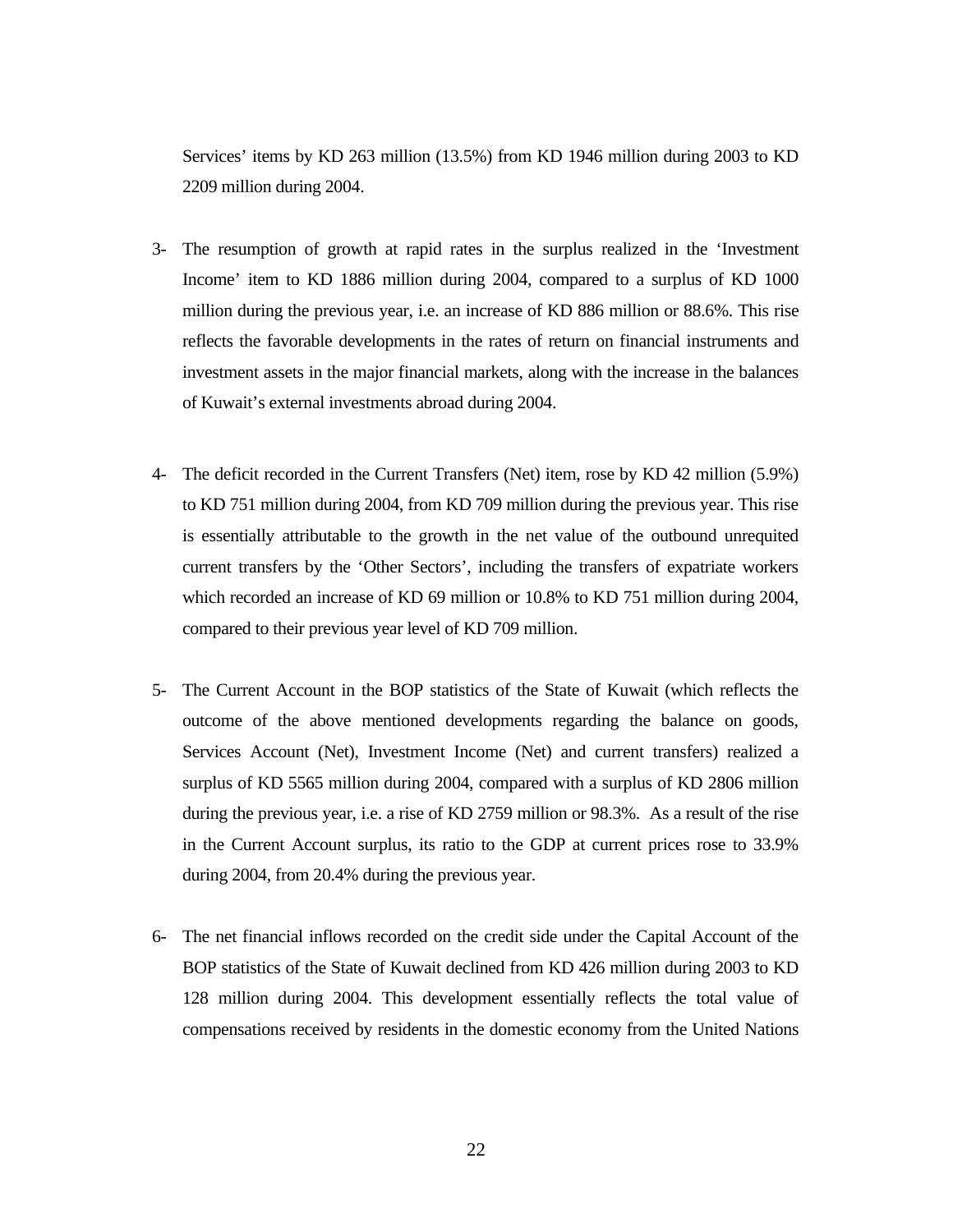Services' items by KD 263 million (13.5%) from KD 1946 million during 2003 to KD 2209 million during 2004.

3- The resumption of growth at rapid rates in the surplus realized in the 'Investment Income' item to KD 1886 million during 2004, compared to a surplus of KD 1000 million during the previous year, i.e. an increase of KD 886 million or 88.6%. This rise reflects the favorable developments in the rates of return on financial instruments and investment assets in the major financial markets, along with the increase in the balances of Kuwait's external investments abroad during 2004.

4- The deficit recorded in the Current Transfers (Net) item, rose by KD 42 million (5.9%) to KD 751 million during 2004, from KD 709 million during the previous year. This rise is essentially attributable to the growth in the net value of the outbound unrequited current transfers by the 'Other Sectors', including the transfers of expatriate workers which recorded an increase of KD 69 million or 10.8% to KD 751 million during 2004, compared to their previous year level of KD 709 million.

5- The Current Account in the BOP statistics of the State of Kuwait (which reflects the outcome of the above mentioned developments regarding the balance on goods, Services Account (Net), Investment Income (Net) and current transfers) realized a surplus of KD 5565 million during 2004, compared with a surplus of KD 2806 million during the previous year, i.e. a rise of KD 2759 million or 98.3%. As a result of the rise in the Current Account surplus, its ratio to the GDP at current prices rose to 33.9% during 2004, from 20.4% during the previous year.

6- The net financial inflows recorded on the credit side under the Capital Account of the BOP statistics of the State of Kuwait declined from KD 426 million during 2003 to KD 128 million during 2004. This development essentially reflects the total value of compensations received by residents in the domestic economy from the United Nations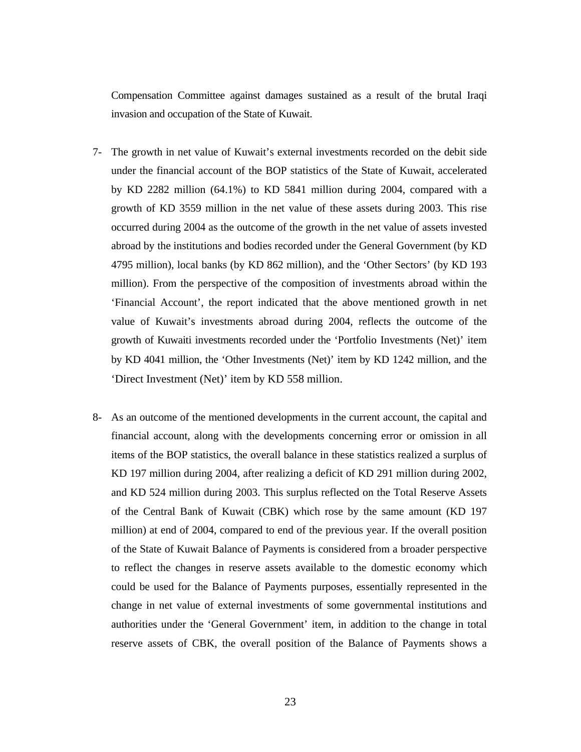Compensation Committee against damages sustained as a result of the brutal Iraqi invasion and occupation of the State of Kuwait.

7- The growth in net value of Kuwait's external investments recorded on the debit side under the financial account of the BOP statistics of the State of Kuwait, accelerated by KD 2282 million (64.1%) to KD 5841 million during 2004, compared with a growth of KD 3559 million in the net value of these assets during 2003. This rise occurred during 2004 as the outcome of the growth in the net value of assets invested abroad by the institutions and bodies recorded under the General Government (by KD 4795 million), local banks (by KD 862 million), and the 'Other Sectors' (by KD 193 million). From the perspective of the composition of investments abroad within the 'Financial Account', the report indicated that the above mentioned growth in net value of Kuwait's investments abroad during 2004, reflects the outcome of the growth of Kuwaiti investments recorded under the 'Portfolio Investments (Net)' item by KD 4041 million, the 'Other Investments (Net)' item by KD 1242 million, and the 'Direct Investment (Net)' item by KD 558 million.

8- As an outcome of the mentioned developments in the current account, the capital and financial account, along with the developments concerning error or omission in all items of the BOP statistics, the overall balance in these statistics realized a surplus of KD 197 million during 2004, after realizing a deficit of KD 291 million during 2002, and KD 524 million during 2003. This surplus reflected on the Total Reserve Assets of the Central Bank of Kuwait (CBK) which rose by the same amount (KD 197 million) at end of 2004, compared to end of the previous year. If the overall position of the State of Kuwait Balance of Payments is considered from a broader perspective to reflect the changes in reserve assets available to the domestic economy which could be used for the Balance of Payments purposes, essentially represented in the change in net value of external investments of some governmental institutions and authorities under the 'General Government' item, in addition to the change in total reserve assets of CBK, the overall position of the Balance of Payments shows a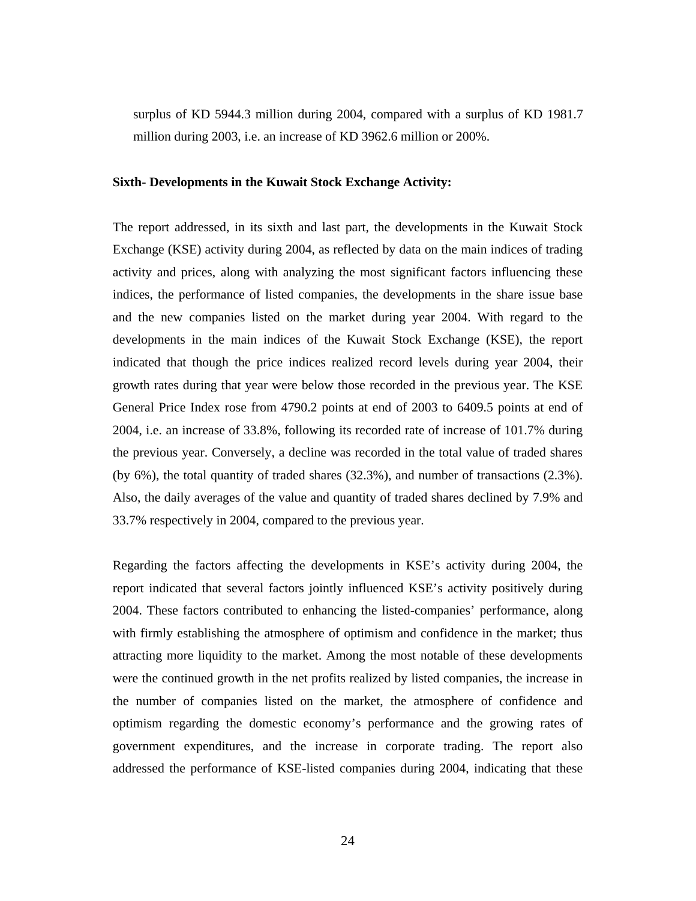surplus of KD 5944.3 million during 2004, compared with a surplus of KD 1981.7 million during 2003, i.e. an increase of KD 3962.6 million or 200%.

**Sixth- Developments in the Kuwait Stock Exchange Activity:**

The report addressed, in its sixth and last part, the developments in the Kuwait Stock Exchange (KSE) activity during 2004, as reflected by data on the main indices of trading activity and prices, along with analyzing the most significant factors influencing these indices, the performance of listed companies, the developments in the share issue base and the new companies listed on the market during year 2004. With regard to the developments in the main indices of the Kuwait Stock Exchange (KSE), the report indicated that though the price indices realized record levels during year 2004, their growth rates during that year were below those recorded in the previous year. The KSE General Price Index rose from 4790.2 points at end of 2003 to 6409.5 points at end of 2004, i.e. an increase of 33.8%, following its recorded rate of increase of 101.7% during the previous year. Conversely, a decline was recorded in the total value of traded shares (by 6%), the total quantity of traded shares (32.3%), and number of transactions (2.3%). Also, the daily averages of the value and quantity of traded shares declined by 7.9% and 33.7% respectively in 2004, compared to the previous year.

Regarding the factors affecting the developments in KSE's activity during 2004, the report indicated that several factors jointly influenced KSE's activity positively during 2004. These factors contributed to enhancing the listed-companies' performance, along with firmly establishing the atmosphere of optimism and confidence in the market; thus attracting more liquidity to the market. Among the most notable of these developments were the continued growth in the net profits realized by listed companies, the increase in the number of companies listed on the market, the atmosphere of confidence and optimism regarding the domestic economy's performance and the growing rates of government expenditures, and the increase in corporate trading. The report also addressed the performance of KSE-listed companies during 2004, indicating that these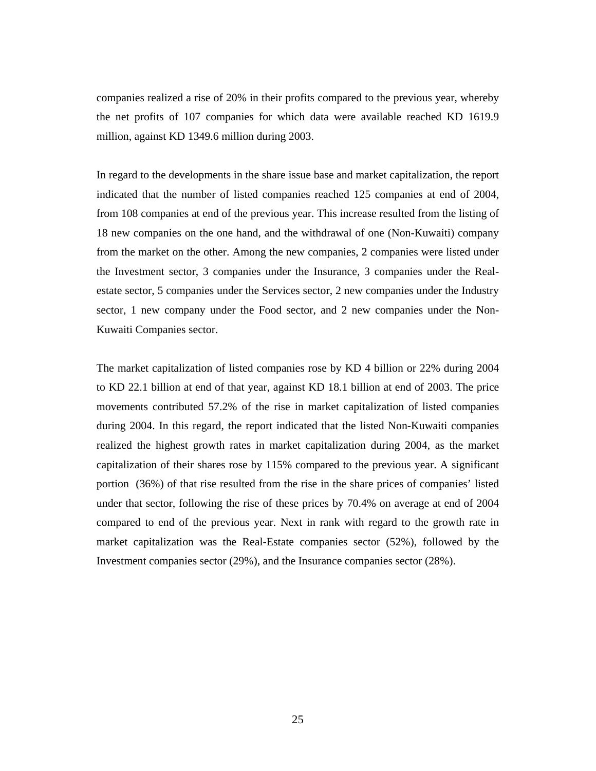companies realized a rise of 20% in their profits compared to the previous year, whereby the net profits of 107 companies for which data were available reached KD 1619.9 million, against KD 1349.6 million during 2003.

In regard to the developments in the share issue base and market capitalization, the report indicated that the number of listed companies reached 125 companies at end of 2004, from 108 companies at end of the previous year. This increase resulted from the listing of 18 new companies on the one hand, and the withdrawal of one (Non-Kuwaiti) company from the market on the other. Among the new companies, 2 companies were listed under the Investment sector, 3 companies under the Insurance, 3 companies under the Real-estate sector, 5 companies under the Services sector, 2 new companies under the Industry sector, 1 new company under the Food sector, and 2 new companies under the Non-Kuwaiti Companies sector.

The market capitalization of listed companies rose by KD 4 billion or 22% during 2004 to KD 22.1 billion at end of that year, against KD 18.1 billion at end of 2003. The price movements contributed 57.2% of the rise in market capitalization of listed companies during 2004. In this regard, the report indicated that the listed Non-Kuwaiti companies realized the highest growth rates in market capitalization during 2004, as the market capitalization of their shares rose by 115% compared to the previous year. A significant portion (36%) of that rise resulted from the rise in the share prices of companies' listed under that sector, following the rise of these prices by 70.4% on average at end of 2004 compared to end of the previous year. Next in rank with regard to the growth rate in market capitalization was the Real-Estate companies sector (52%), followed by the Investment companies sector (29%), and the Insurance companies sector (28%).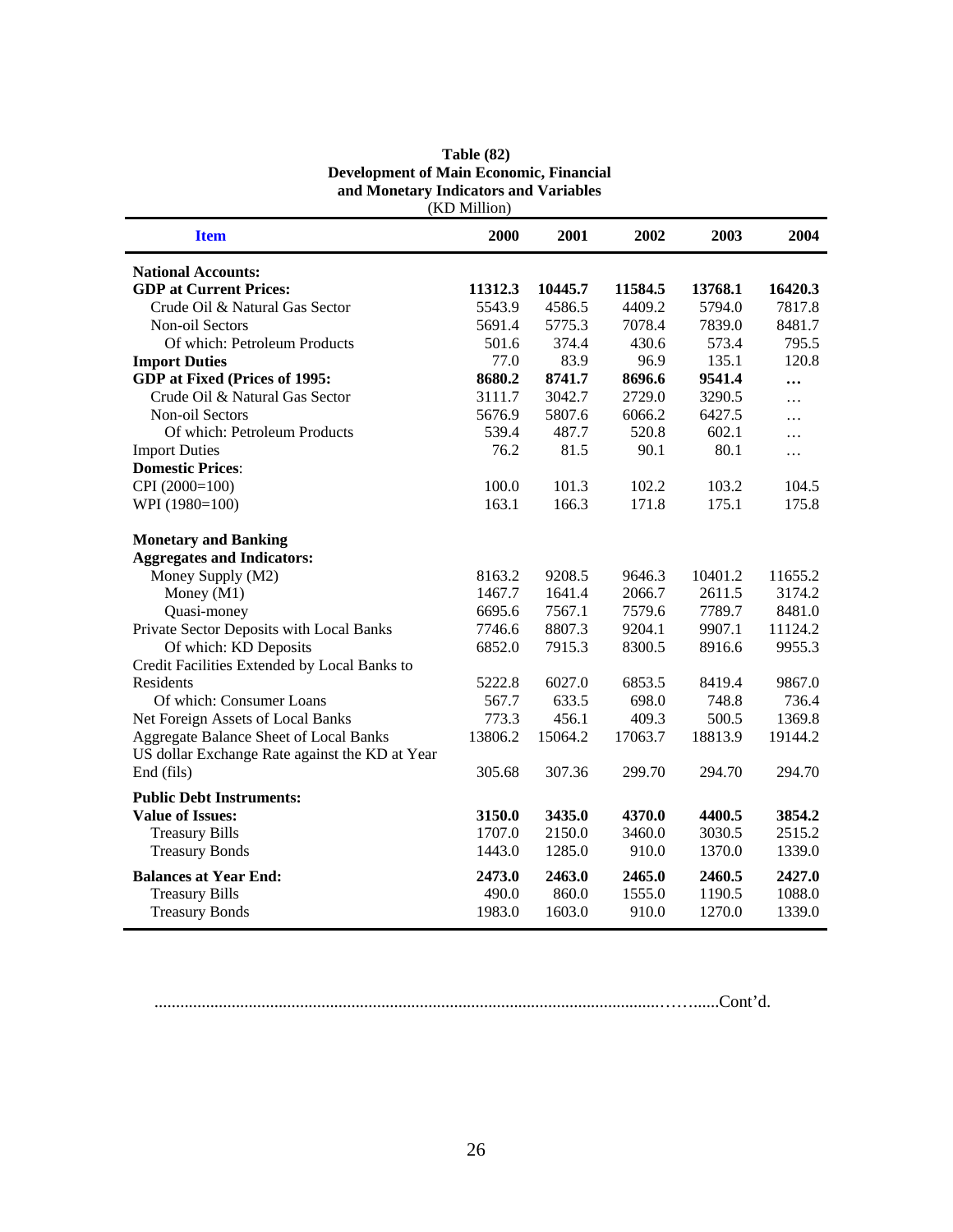**Table (82)**
**Development of Main Economic, Financial and Monetary Indicators and Variables**
(KD Million)

| Item | 2000 | 2001 | 2002 | 2003 | 2004 |
|---|---|---|---|---|---|
| **National Accounts:** | | | | | |
| **GDP at Current Prices:** | **11312.3** | **10445.7** | **11584.5** | **13768.1** | **16420.3** |
| Crude Oil & Natural Gas Sector | 5543.9 | 4586.5 | 4409.2 | 5794.0 | 7817.8 |
| Non-oil Sectors | 5691.4 | 5775.3 | 7078.4 | 7839.0 | 8481.7 |
| Of which: Petroleum Products | 501.6 | 374.4 | 430.6 | 573.4 | 795.5 |
| **Import Duties** | 77.0 | 83.9 | 96.9 | 135.1 | 120.8 |
| **GDP at Fixed (Prices of 1995:** | **8680.2** | **8741.7** | **8696.6** | **9541.4** | **…** |
| Crude Oil & Natural Gas Sector | 3111.7 | 3042.7 | 2729.0 | 3290.5 | … |
| Non-oil Sectors | 5676.9 | 5807.6 | 6066.2 | 6427.5 | … |
| Of which: Petroleum Products | 539.4 | 487.7 | 520.8 | 602.1 | … |
| Import Duties | 76.2 | 81.5 | 90.1 | 80.1 | … |
| **Domestic Prices**: | | | | | |
| CPI (2000=100) | 100.0 | 101.3 | 102.2 | 103.2 | 104.5 |
| WPI (1980=100) | 163.1 | 166.3 | 171.8 | 175.1 | 175.8 |
| **Monetary and Banking** | | | | | |
| **Aggregates and Indicators:** | | | | | |
| Money Supply (M2) | 8163.2 | 9208.5 | 9646.3 | 10401.2 | 11655.2 |
| Money (M1) | 1467.7 | 1641.4 | 2066.7 | 2611.5 | 3174.2 |
| Quasi-money | 6695.6 | 7567.1 | 7579.6 | 7789.7 | 8481.0 |
| Private Sector Deposits with Local Banks | 7746.6 | 8807.3 | 9204.1 | 9907.1 | 11124.2 |
| Of which: KD Deposits | 6852.0 | 7915.3 | 8300.5 | 8916.6 | 9955.3 |
| Credit Facilities Extended by Local Banks to Residents | 5222.8 | 6027.0 | 6853.5 | 8419.4 | 9867.0 |
| Of which: Consumer Loans | 567.7 | 633.5 | 698.0 | 748.8 | 736.4 |
| Net Foreign Assets of Local Banks | 773.3 | 456.1 | 409.3 | 500.5 | 1369.8 |
| Aggregate Balance Sheet of Local Banks | 13806.2 | 15064.2 | 17063.7 | 18813.9 | 19144.2 |
| US dollar Exchange Rate against the KD at Year End (fils) | 305.68 | 307.36 | 299.70 | 294.70 | 294.70 |
| **Public Debt Instruments:** | | | | | |
| **Value of Issues:** | **3150.0** | **3435.0** | **4370.0** | **4400.5** | **3854.2** |
| Treasury Bills | 1707.0 | 2150.0 | 3460.0 | 3030.5 | 2515.2 |
| Treasury Bonds | 1443.0 | 1285.0 | 910.0 | 1370.0 | 1339.0 |
| **Balances at Year End:** | **2473.0** | **2463.0** | **2465.0** | **2460.5** | **2427.0** |
| Treasury Bills | 490.0 | 860.0 | 1555.0 | 1190.5 | 1088.0 |
| Treasury Bonds | 1983.0 | 1603.0 | 910.0 | 1270.0 | 1339.0 |

......................................................................................................................Cont'd.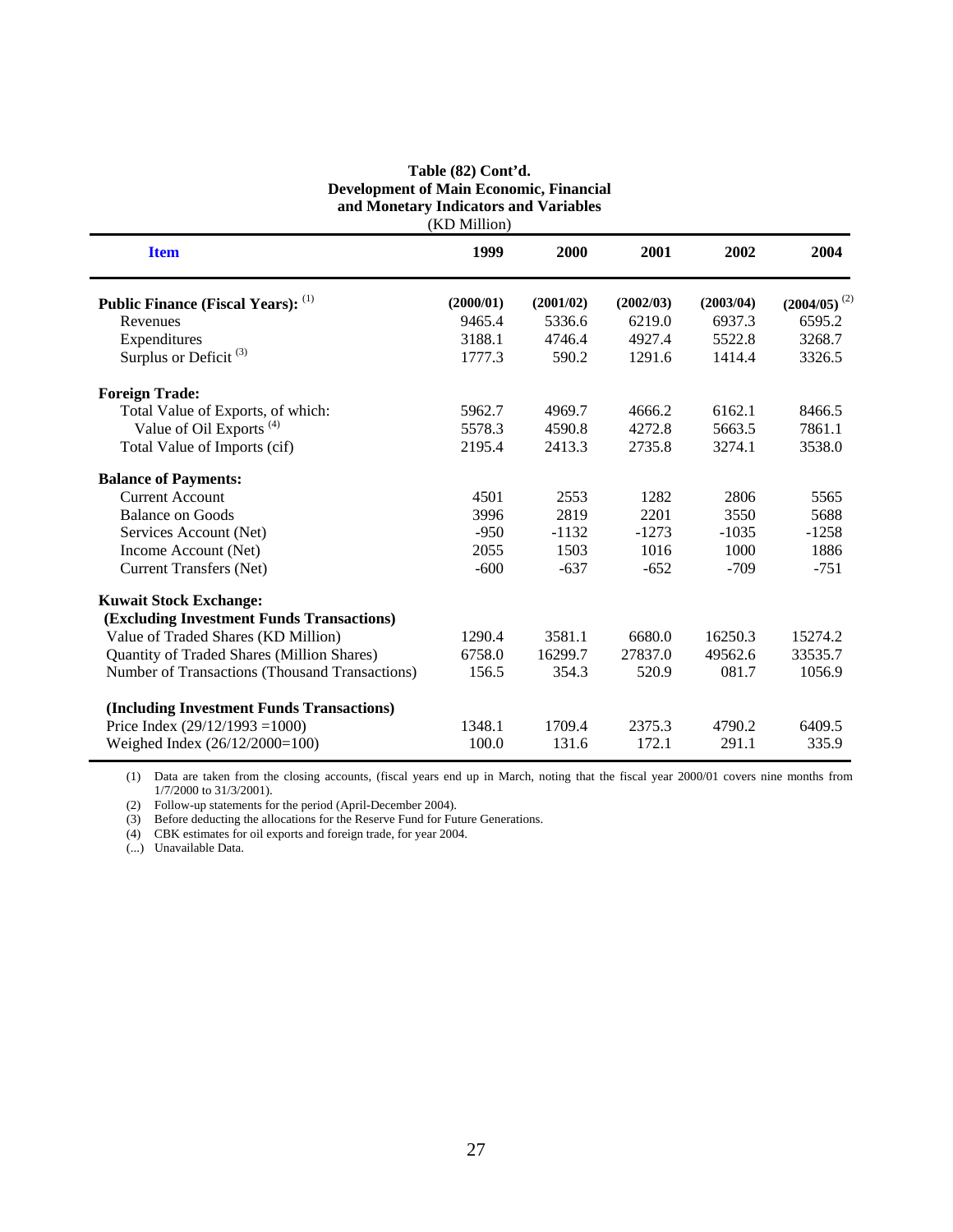**Table (82) Cont'd.**
**Development of Main Economic, Financial and Monetary Indicators and Variables**
(KD Million)

| Item | 1999 | 2000 | 2001 | 2002 | 2004 |
|---|---|---|---|---|---|
| **Public Finance (Fiscal Years):** [1] | **(2000/01)** | **(2001/02)** | **(2002/03)** | **(2003/04)** | **(2004/05)** [2] |
| Revenues | 9465.4 | 5336.6 | 6219.0 | 6937.3 | 6595.2 |
| Expenditures | 3188.1 | 4746.4 | 4927.4 | 5522.8 | 3268.7 |
| Surplus or Deficit [3] | 1777.3 | 590.2 | 1291.6 | 1414.4 | 3326.5 |
| **Foreign Trade:** | | | | | |
| Total Value of Exports, of which: | 5962.7 | 4969.7 | 4666.2 | 6162.1 | 8466.5 |
| Value of Oil Exports [4] | 5578.3 | 4590.8 | 4272.8 | 5663.5 | 7861.1 |
| Total Value of Imports (cif) | 2195.4 | 2413.3 | 2735.8 | 3274.1 | 3538.0 |
| **Balance of Payments:** | | | | | |
| Current Account | 4501 | 2553 | 1282 | 2806 | 5565 |
| Balance on Goods | 3996 | 2819 | 2201 | 3550 | 5688 |
| Services Account (Net) | -950 | -1132 | -1273 | -1035 | -1258 |
| Income Account (Net) | 2055 | 1503 | 1016 | 1000 | 1886 |
| Current Transfers (Net) | -600 | -637 | -652 | -709 | -751 |
| **Kuwait Stock Exchange:** | | | | | |
| **(Excluding Investment Funds Transactions)** | | | | | |
| Value of Traded Shares (KD Million) | 1290.4 | 3581.1 | 6680.0 | 16250.3 | 15274.2 |
| Quantity of Traded Shares (Million Shares) | 6758.0 | 16299.7 | 27837.0 | 49562.6 | 33535.7 |
| Number of Transactions (Thousand Transactions) | 156.5 | 354.3 | 520.9 | 081.7 | 1056.9 |
| **(Including Investment Funds Transactions)** | | | | | |
| Price Index (29/12/1993 =1000) | 1348.1 | 1709.4 | 2375.3 | 4790.2 | 6409.5 |
| Weighed Index (26/12/2000=100) | 100.0 | 131.6 | 172.1 | 291.1 | 335.9 |

(1) Data are taken from the closing accounts, (fiscal years end up in March, noting that the fiscal year 2000/01 covers nine months from 1/7/2000 to 31/3/2001).

(2) Follow-up statements for the period (April-December 2004).

(3) Before deducting the allocations for the Reserve Fund for Future Generations.

(4) CBK estimates for oil exports and foreign trade, for year 2004.

(...) Unavailable Data.